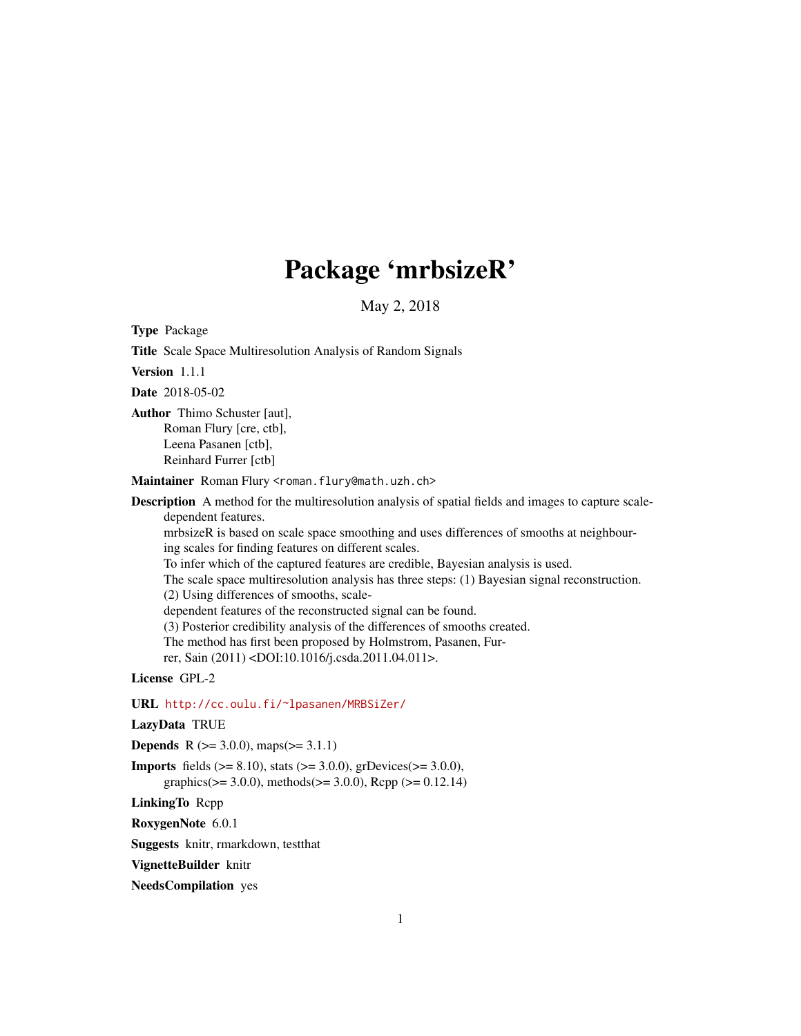# Package 'mrbsizeR'

May 2, 2018

**Type** Package

**Title** Scale Space Multiresolution Analysis of Random Signals

**Version** 1.1.1

**Date** 2018-05-02

**Author** Thimo Schuster [aut],
Roman Flury [cre, ctb],
Leena Pasanen [ctb],
Reinhard Furrer [ctb]

**Maintainer** Roman Flury <roman.flury@math.uzh.ch>

**Description** A method for the multiresolution analysis of spatial fields and images to capture scale-dependent features.
mrbsizeR is based on scale space smoothing and uses differences of smooths at neighbouring scales for finding features on different scales.
To infer which of the captured features are credible, Bayesian analysis is used.
The scale space multiresolution analysis has three steps: (1) Bayesian signal reconstruction.
(2) Using differences of smooths, scale-dependent features of the reconstructed signal can be found.
(3) Posterior credibility analysis of the differences of smooths created.
The method has first been proposed by Holmstrom, Pasanen, Furrer, Sain (2011) <DOI:10.1016/j.csda.2011.04.011>.

**License** GPL-2

**URL** http://cc.oulu.fi/~lpasanen/MRBSiZer/

**LazyData** TRUE

**Depends** R (>= 3.0.0), maps(>= 3.1.1)

**Imports** fields (>= 8.10), stats (>= 3.0.0), grDevices(>= 3.0.0),
graphics(>= 3.0.0), methods(>= 3.0.0), Rcpp (>= 0.12.14)

**LinkingTo** Rcpp

**RoxygenNote** 6.0.1

**Suggests** knitr, rmarkdown, testthat

**VignetteBuilder** knitr

**NeedsCompilation** yes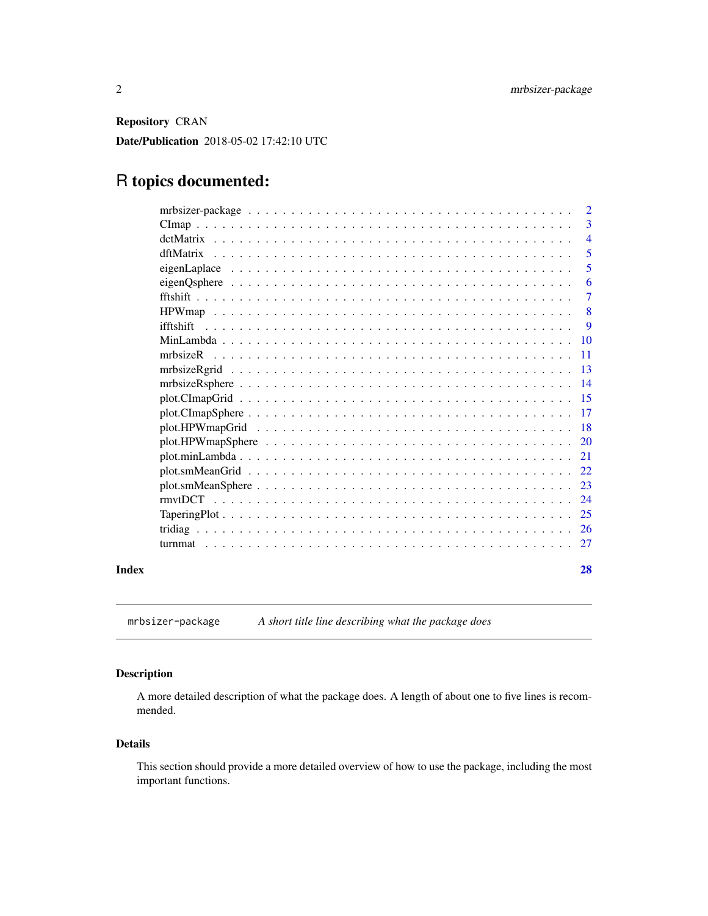**Repository** CRAN

**Date/Publication** 2018-05-02 17:42:10 UTC

# R topics documented:

| | |
|---|---|
| mrbsizer-package | 2 |
| CImap | 3 |
| dctMatrix | 4 |
| dftMatrix | 5 |
| eigenLaplace | 5 |
| eigenQsphere | 6 |
| fftshift | 7 |
| HPWmap | 8 |
| ifftshift | 9 |
| MinLambda | 10 |
| mrbsizeR | 11 |
| mrbsizeRgrid | 13 |
| mrbsizeRsphere | 14 |
| plot.CImapGrid | 15 |
| plot.CImapSphere | 17 |
| plot.HPWmapGrid | 18 |
| plot.HPWmapSphere | 20 |
| plot.minLambda | 21 |
| plot.smMeanGrid | 22 |
| plot.smMeanSphere | 23 |
| rmvtDCT | 24 |
| TaperingPlot | 25 |
| tridiag | 26 |
| turnmat | 27 |

**Index** **28**

---

`mrbsizer-package` *A short title line describing what the package does*

---

## Description

A more detailed description of what the package does. A length of about one to five lines is recommended.

## Details

This section should provide a more detailed overview of how to use the package, including the most important functions.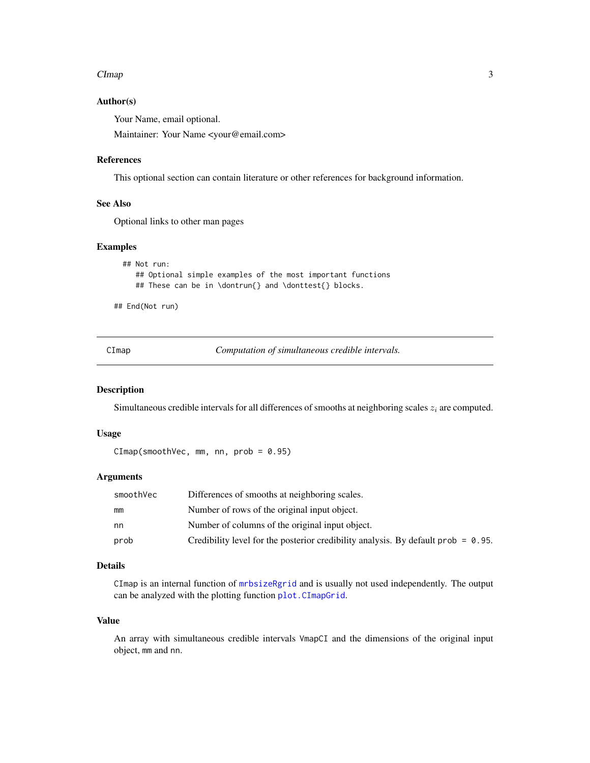### Author(s)

Your Name, email optional.

Maintainer: Your Name <your@email.com>

### References

This optional section can contain literature or other references for background information.

### See Also

Optional links to other man pages

### Examples

```
  ## Not run:
     ## Optional simple examples of the most important functions
     ## These can be in \dontrun{} and \donttest{} blocks.

## End(Not run)
```

---

## CImap — *Computation of simultaneous credible intervals.*

---

### Description

Simultaneous credible intervals for all differences of smooths at neighboring scales $z_i$ are computed.

### Usage

```
CImap(smoothVec, mm, nn, prob = 0.95)
```

### Arguments

| | |
|---|---|
| smoothVec | Differences of smooths at neighboring scales. |
| mm | Number of rows of the original input object. |
| nn | Number of columns of the original input object. |
| prob | Credibility level for the posterior credibility analysis. By default `prob = 0.95`. |

### Details

`CImap` is an internal function of `mrbsizeRgrid` and is usually not used independently. The output can be analyzed with the plotting function `plot.CImapGrid`.

### Value

An array with simultaneous credible intervals `VmapCI` and the dimensions of the original input object, `mm` and `nn`.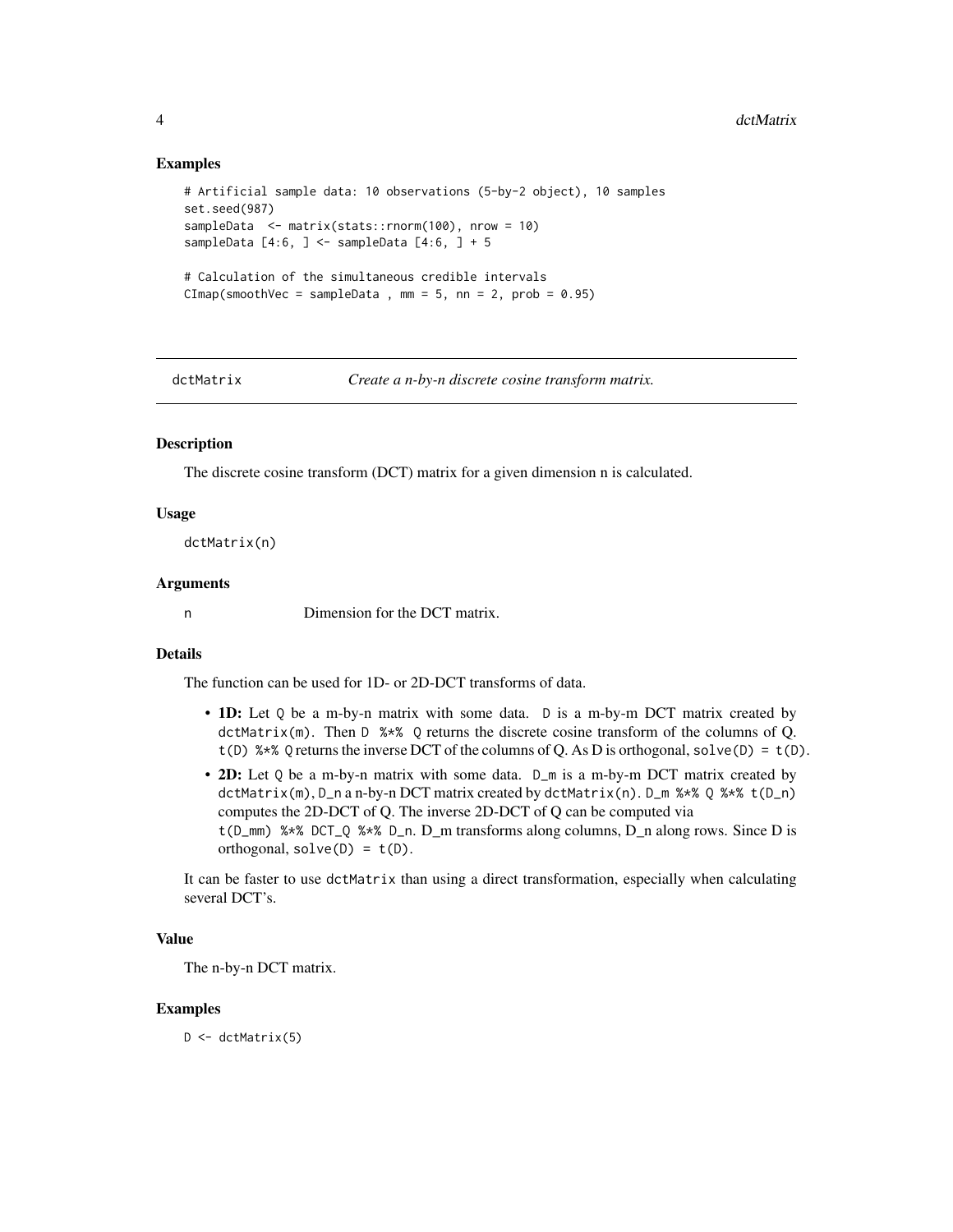### Examples

```
# Artificial sample data: 10 observations (5-by-2 object), 10 samples
set.seed(987)
sampleData  <- matrix(stats::rnorm(100), nrow = 10)
sampleData [4:6, ] <- sampleData [4:6, ] + 5

# Calculation of the simultaneous credible intervals
CImap(smoothVec = sampleData , mm = 5, nn = 2, prob = 0.95)
```

---

## dctMatrix — *Create a n-by-n discrete cosine transform matrix.*

---

### Description

The discrete cosine transform (DCT) matrix for a given dimension n is calculated.

### Usage

```
dctMatrix(n)
```

### Arguments

| | |
|---|---|
| n | Dimension for the DCT matrix. |

### Details

The function can be used for 1D- or 2D-DCT transforms of data.

- **1D:** Let `Q` be a m-by-n matrix with some data. `D` is a m-by-m DCT matrix created by `dctMatrix(m)`. Then `D %*% Q` returns the discrete cosine transform of the columns of Q. `t(D) %*% Q` returns the inverse DCT of the columns of Q. As D is orthogonal, `solve(D) = t(D)`.
- **2D:** Let `Q` be a m-by-n matrix with some data. `D_m` is a m-by-m DCT matrix created by `dctMatrix(m)`, `D_n` a n-by-n DCT matrix created by `dctMatrix(n)`. `D_m %*% Q %*% t(D_n)` computes the 2D-DCT of Q. The inverse 2D-DCT of Q can be computed via `t(D_mm) %*% DCT_Q %*% D_n`. D_m transforms along columns, D_n along rows. Since D is orthogonal, `solve(D) = t(D)`.

It can be faster to use `dctMatrix` than using a direct transformation, especially when calculating several DCT's.

### Value

The n-by-n DCT matrix.

### Examples

```
D <- dctMatrix(5)
```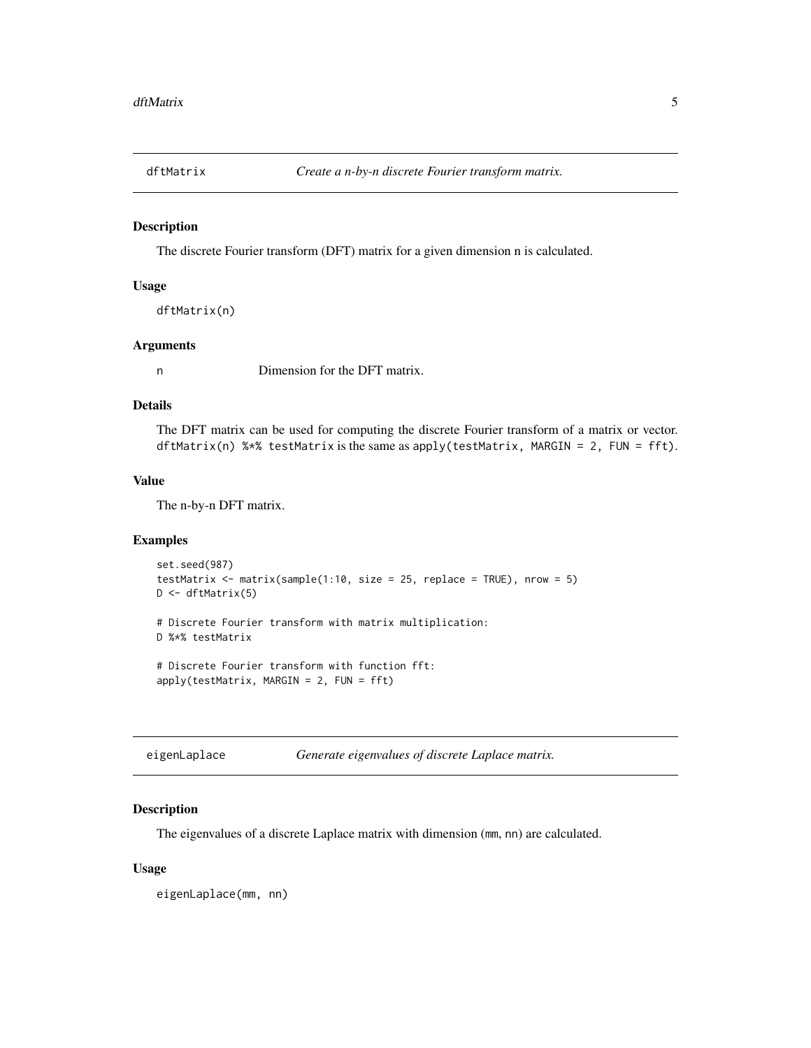## dftMatrix — *Create a n-by-n discrete Fourier transform matrix.*

### Description

The discrete Fourier transform (DFT) matrix for a given dimension n is calculated.

### Usage

```
dftMatrix(n)
```

### Arguments

| | |
|---|---|
| n | Dimension for the DFT matrix. |

### Details

The DFT matrix can be used for computing the discrete Fourier transform of a matrix or vector. `dftMatrix(n) %*% testMatrix` is the same as `apply(testMatrix, MARGIN = 2, FUN = fft)`.

### Value

The n-by-n DFT matrix.

### Examples

```
set.seed(987)
testMatrix <- matrix(sample(1:10, size = 25, replace = TRUE), nrow = 5)
D <- dftMatrix(5)

# Discrete Fourier transform with matrix multiplication:
D %*% testMatrix

# Discrete Fourier transform with function fft:
apply(testMatrix, MARGIN = 2, FUN = fft)
```

## eigenLaplace — *Generate eigenvalues of discrete Laplace matrix.*

### Description

The eigenvalues of a discrete Laplace matrix with dimension (`mm`, `nn`) are calculated.

### Usage

```
eigenLaplace(mm, nn)
```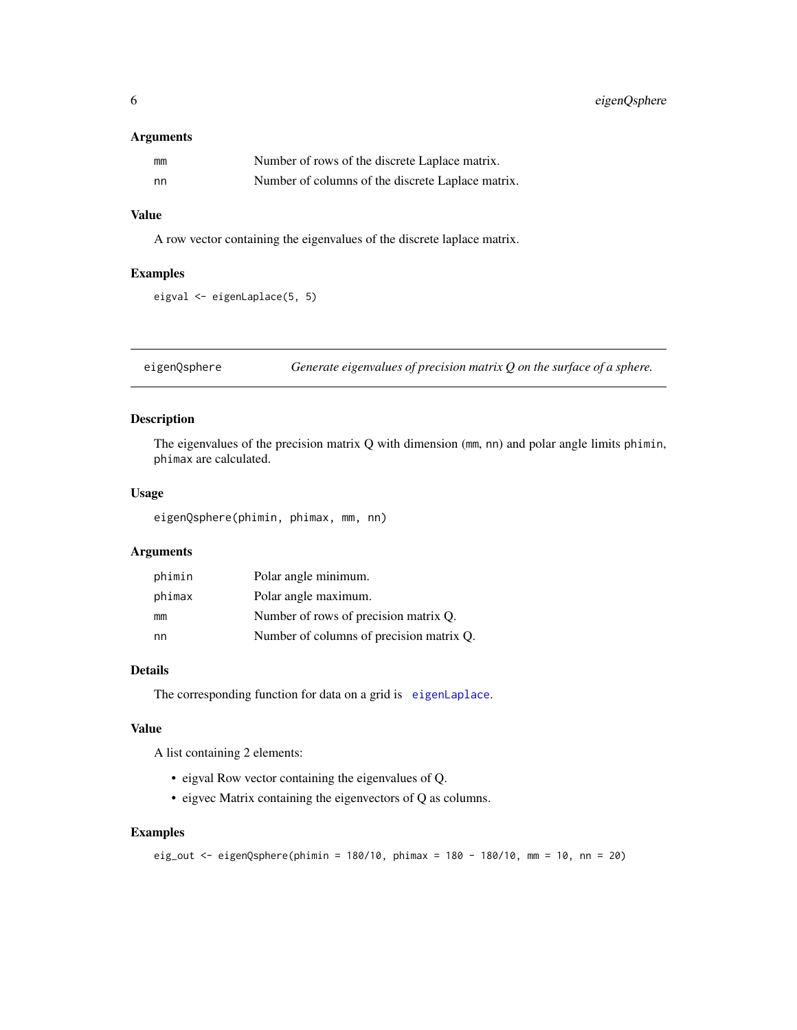### Arguments

| | |
|---|---|
| mm | Number of rows of the discrete Laplace matrix. |
| nn | Number of columns of the discrete Laplace matrix. |

### Value

A row vector containing the eigenvalues of the discrete laplace matrix.

### Examples

```
eigval <- eigenLaplace(5, 5)
```

---

## eigenQsphere — *Generate eigenvalues of precision matrix Q on the surface of a sphere.*

### Description

The eigenvalues of the precision matrix Q with dimension (mm, nn) and polar angle limits phimin, phimax are calculated.

### Usage

```
eigenQsphere(phimin, phimax, mm, nn)
```

### Arguments

| | |
|---|---|
| phimin | Polar angle minimum. |
| phimax | Polar angle maximum. |
| mm | Number of rows of precision matrix Q. |
| nn | Number of columns of precision matrix Q. |

### Details

The corresponding function for data on a grid is eigenLaplace.

### Value

A list containing 2 elements:

- eigval Row vector containing the eigenvalues of Q.
- eigvec Matrix containing the eigenvectors of Q as columns.

### Examples

```
eig_out <- eigenQsphere(phimin = 180/10, phimax = 180 - 180/10, mm = 10, nn = 20)
```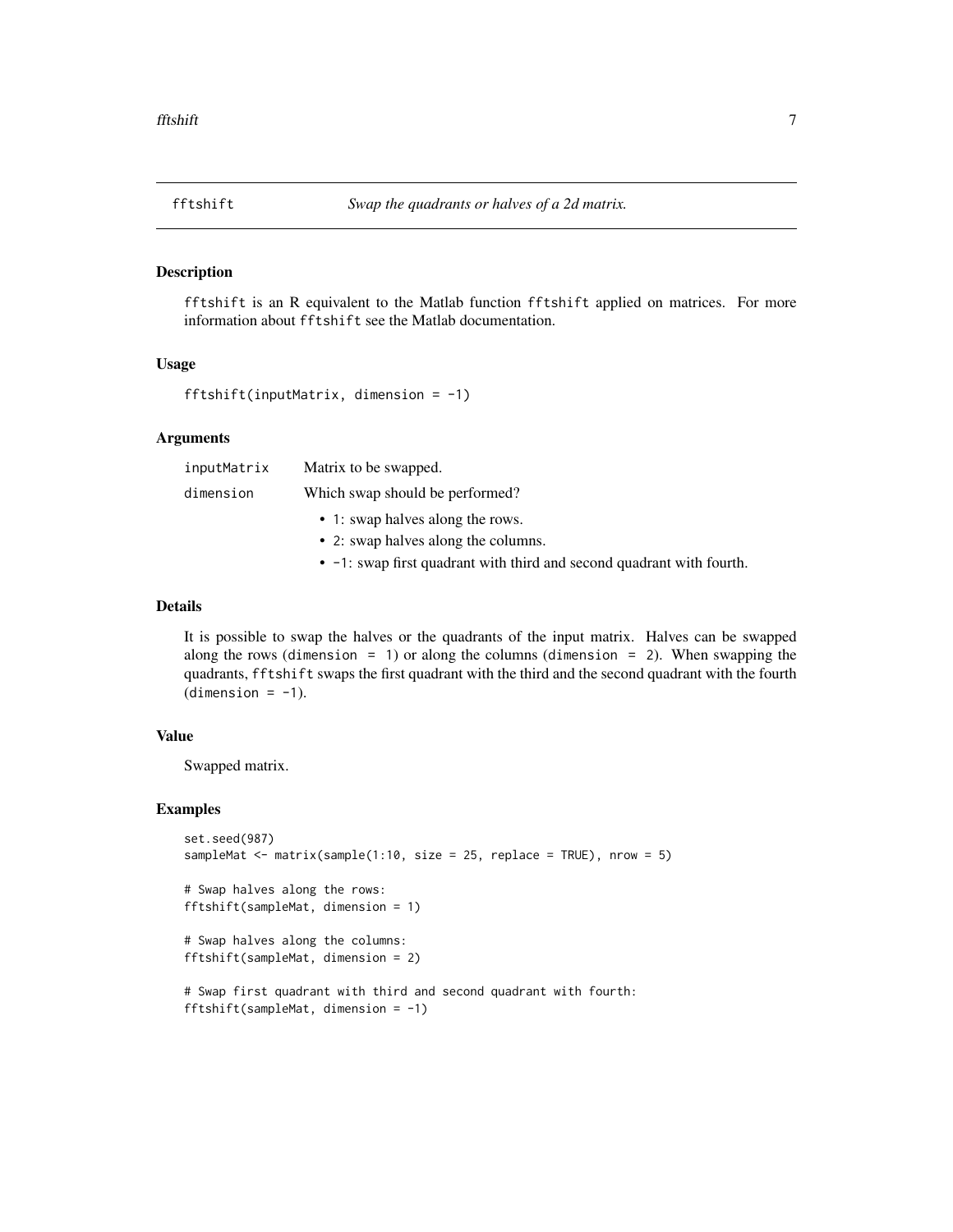# fftshift *Swap the quadrants or halves of a 2d matrix.*

## Description

fftshift is an R equivalent to the Matlab function fftshift applied on matrices. For more information about fftshift see the Matlab documentation.

## Usage

```
fftshift(inputMatrix, dimension = -1)
```

## Arguments

| | |
|---|---|
| inputMatrix | Matrix to be swapped. |
| dimension | Which swap should be performed?<br>• 1: swap halves along the rows.<br>• 2: swap halves along the columns.<br>• -1: swap first quadrant with third and second quadrant with fourth. |

## Details

It is possible to swap the halves or the quadrants of the input matrix. Halves can be swapped along the rows (dimension = 1) or along the columns (dimension = 2). When swapping the quadrants, fftshift swaps the first quadrant with the third and the second quadrant with the fourth (dimension = -1).

## Value

Swapped matrix.

## Examples

```
set.seed(987)
sampleMat <- matrix(sample(1:10, size = 25, replace = TRUE), nrow = 5)

# Swap halves along the rows:
fftshift(sampleMat, dimension = 1)

# Swap halves along the columns:
fftshift(sampleMat, dimension = 2)

# Swap first quadrant with third and second quadrant with fourth:
fftshift(sampleMat, dimension = -1)
```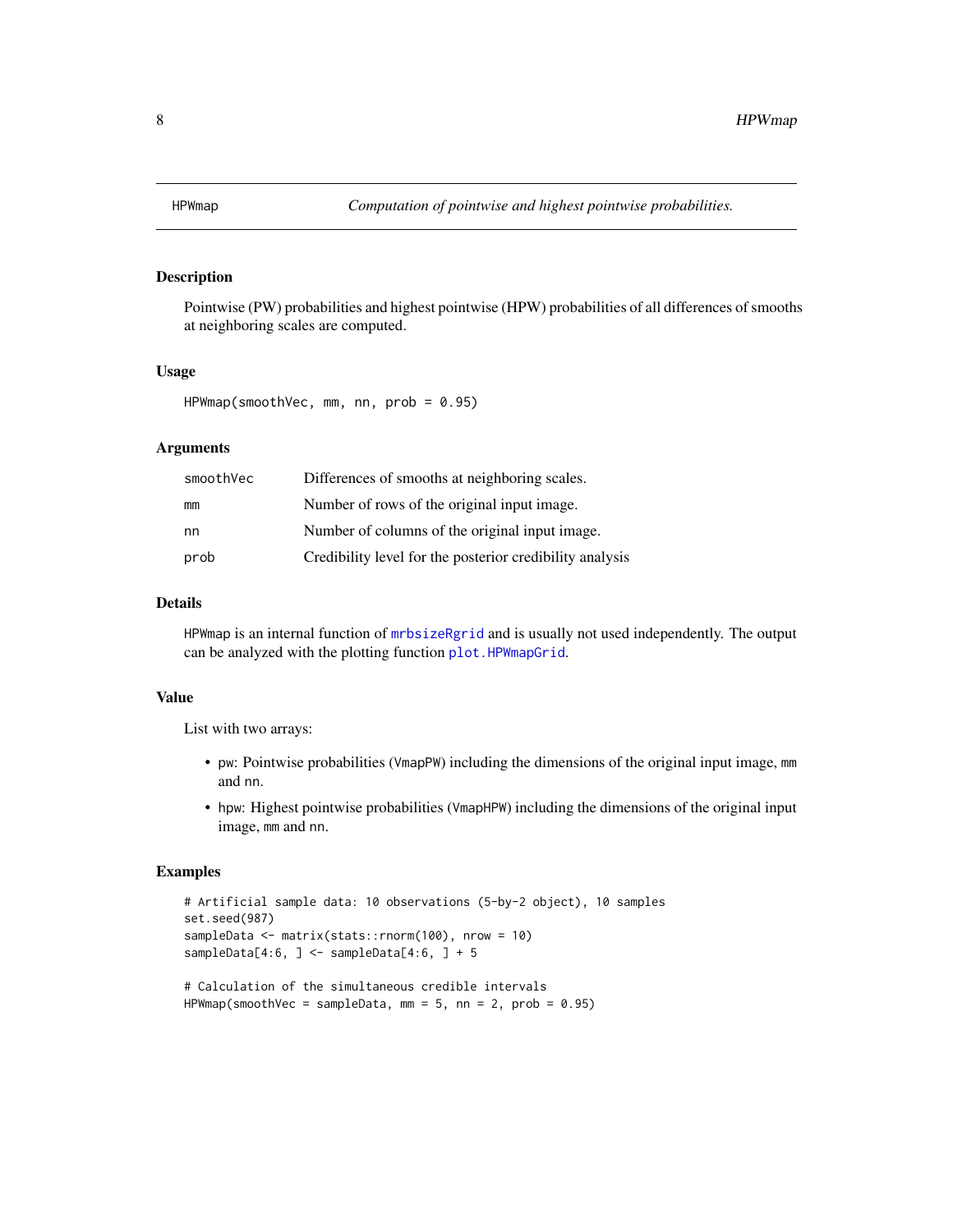## HPWmap — *Computation of pointwise and highest pointwise probabilities.*

### Description

Pointwise (PW) probabilities and highest pointwise (HPW) probabilities of all differences of smooths at neighboring scales are computed.

### Usage

```
HPWmap(smoothVec, mm, nn, prob = 0.95)
```

### Arguments

| | |
|---|---|
| smoothVec | Differences of smooths at neighboring scales. |
| mm | Number of rows of the original input image. |
| nn | Number of columns of the original input image. |
| prob | Credibility level for the posterior credibility analysis |

### Details

`HPWmap` is an internal function of `mrbsizeRgrid` and is usually not used independently. The output can be analyzed with the plotting function `plot.HPWmapGrid`.

### Value

List with two arrays:

- pw: Pointwise probabilities (`VmapPW`) including the dimensions of the original input image, `mm` and `nn`.
- hpw: Highest pointwise probabilities (`VmapHPW`) including the dimensions of the original input image, `mm` and `nn`.

### Examples

```
# Artificial sample data: 10 observations (5-by-2 object), 10 samples
set.seed(987)
sampleData <- matrix(stats::rnorm(100), nrow = 10)
sampleData[4:6, ] <- sampleData[4:6, ] + 5

# Calculation of the simultaneous credible intervals
HPWmap(smoothVec = sampleData, mm = 5, nn = 2, prob = 0.95)
```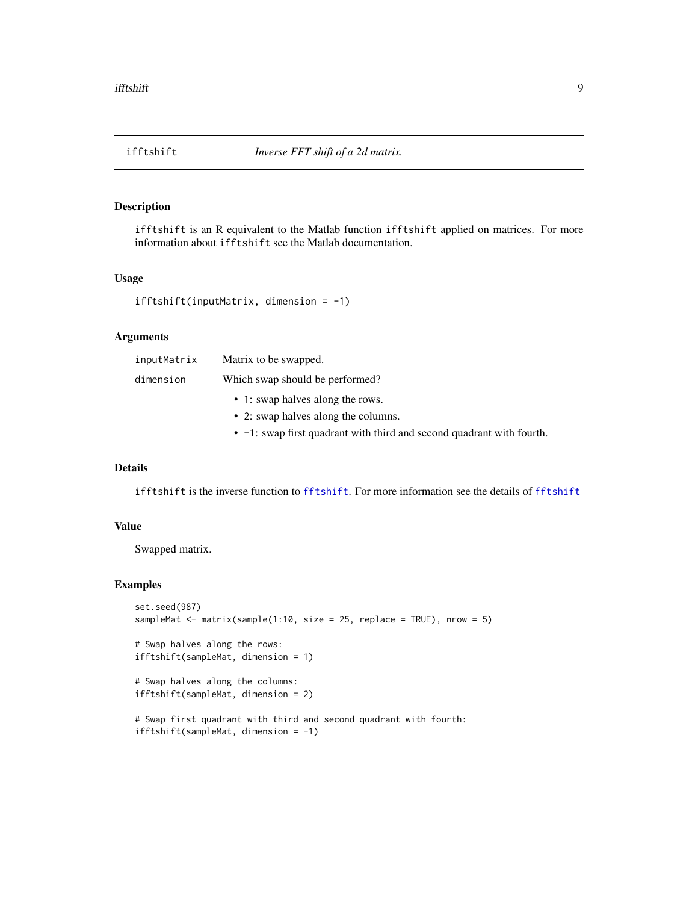## ifftshift — *Inverse FFT shift of a 2d matrix.*

### Description

`ifftshift` is an R equivalent to the Matlab function `ifftshift` applied on matrices. For more information about `ifftshift` see the Matlab documentation.

### Usage

```
ifftshift(inputMatrix, dimension = -1)
```

### Arguments

| | |
|---|---|
| `inputMatrix` | Matrix to be swapped. |
| `dimension` | Which swap should be performed?<br>• `1`: swap halves along the rows.<br>• `2`: swap halves along the columns.<br>• `-1`: swap first quadrant with third and second quadrant with fourth. |

### Details

`ifftshift` is the inverse function to `fftshift`. For more information see the details of `fftshift`

### Value

Swapped matrix.

### Examples

```
set.seed(987)
sampleMat <- matrix(sample(1:10, size = 25, replace = TRUE), nrow = 5)

# Swap halves along the rows:
ifftshift(sampleMat, dimension = 1)

# Swap halves along the columns:
ifftshift(sampleMat, dimension = 2)

# Swap first quadrant with third and second quadrant with fourth:
ifftshift(sampleMat, dimension = -1)
```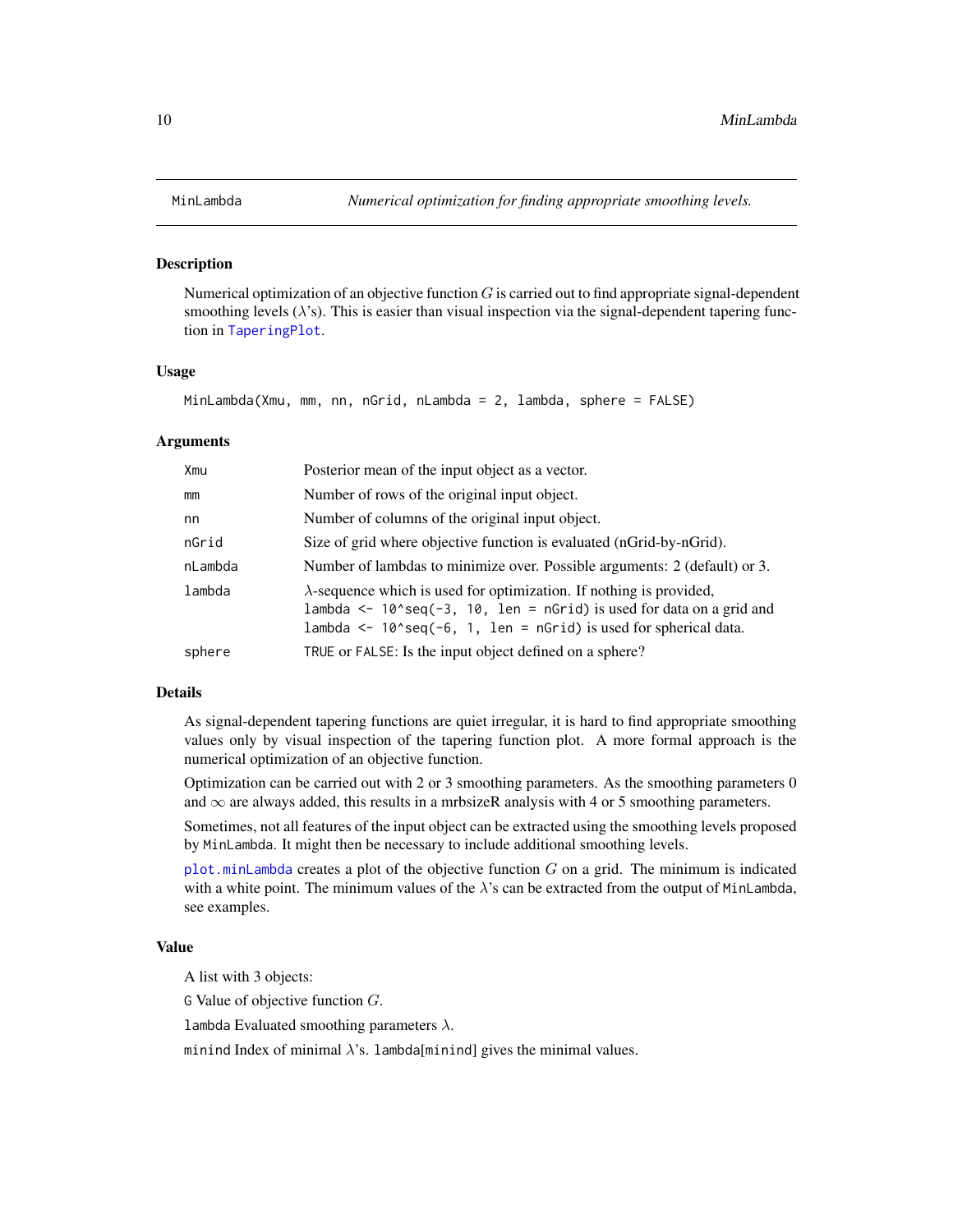## MinLambda — *Numerical optimization for finding appropriate smoothing levels.*

### Description

Numerical optimization of an objective function $G$ is carried out to find appropriate signal-dependent smoothing levels ($\lambda$'s). This is easier than visual inspection via the signal-dependent tapering function in TaperingPlot.

### Usage

```
MinLambda(Xmu, mm, nn, nGrid, nLambda = 2, lambda, sphere = FALSE)
```

### Arguments

| | |
|---|---|
| `Xmu` | Posterior mean of the input object as a vector. |
| `mm` | Number of rows of the original input object. |
| `nn` | Number of columns of the original input object. |
| `nGrid` | Size of grid where objective function is evaluated (nGrid-by-nGrid). |
| `nLambda` | Number of lambdas to minimize over. Possible arguments: 2 (default) or 3. |
| `lambda` | $\lambda$-sequence which is used for optimization. If nothing is provided, `lambda <- 10^seq(-3, 10, len = nGrid)` is used for data on a grid and `lambda <- 10^seq(-6, 1, len = nGrid)` is used for spherical data. |
| `sphere` | `TRUE` or `FALSE`: Is the input object defined on a sphere? |

### Details

As signal-dependent tapering functions are quiet irregular, it is hard to find appropriate smoothing values only by visual inspection of the tapering function plot. A more formal approach is the numerical optimization of an objective function.

Optimization can be carried out with 2 or 3 smoothing parameters. As the smoothing parameters 0 and $\infty$ are always added, this results in a mrbsizeR analysis with 4 or 5 smoothing parameters.

Sometimes, not all features of the input object can be extracted using the smoothing levels proposed by `MinLambda`. It might then be necessary to include additional smoothing levels.

`plot.minLambda` creates a plot of the objective function $G$ on a grid. The minimum is indicated with a white point. The minimum values of the $\lambda$'s can be extracted from the output of `MinLambda`, see examples.

### Value

A list with 3 objects:

`G` Value of objective function $G$.

`lambda` Evaluated smoothing parameters $\lambda$.

`minind` Index of minimal $\lambda$'s. `lambda[minind]` gives the minimal values.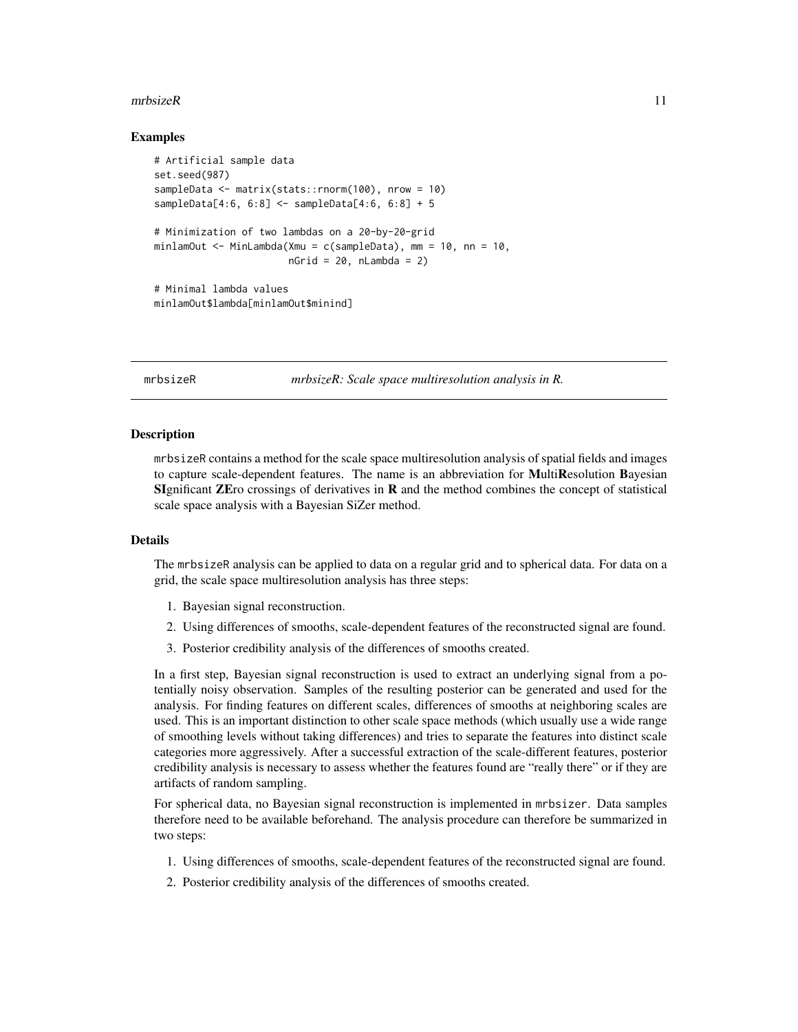## Examples

```
# Artificial sample data
set.seed(987)
sampleData <- matrix(stats::rnorm(100), nrow = 10)
sampleData[4:6, 6:8] <- sampleData[4:6, 6:8] + 5

# Minimization of two lambdas on a 20-by-20-grid
minlamOut <- MinLambda(Xmu = c(sampleData), mm = 10, nn = 10,
                       nGrid = 20, nLambda = 2)

# Minimal lambda values
minlamOut$lambda[minlamOut$minind]
```

---

# mrbsizeR — *mrbsizeR: Scale space multiresolution analysis in R.*

## Description

mrbsizeR contains a method for the scale space multiresolution analysis of spatial fields and images to capture scale-dependent features. The name is an abbreviation for **M**ulti**R**esolution **B**ayesian **SI**gnificant **ZE**ro crossings of derivatives in **R** and the method combines the concept of statistical scale space analysis with a Bayesian SiZer method.

## Details

The mrbsizeR analysis can be applied to data on a regular grid and to spherical data. For data on a grid, the scale space multiresolution analysis has three steps:

1. Bayesian signal reconstruction.
2. Using differences of smooths, scale-dependent features of the reconstructed signal are found.
3. Posterior credibility analysis of the differences of smooths created.

In a first step, Bayesian signal reconstruction is used to extract an underlying signal from a potentially noisy observation. Samples of the resulting posterior can be generated and used for the analysis. For finding features on different scales, differences of smooths at neighboring scales are used. This is an important distinction to other scale space methods (which usually use a wide range of smoothing levels without taking differences) and tries to separate the features into distinct scale categories more aggressively. After a successful extraction of the scale-different features, posterior credibility analysis is necessary to assess whether the features found are "really there" or if they are artifacts of random sampling.

For spherical data, no Bayesian signal reconstruction is implemented in mrbsizer. Data samples therefore need to be available beforehand. The analysis procedure can therefore be summarized in two steps:

1. Using differences of smooths, scale-dependent features of the reconstructed signal are found.
2. Posterior credibility analysis of the differences of smooths created.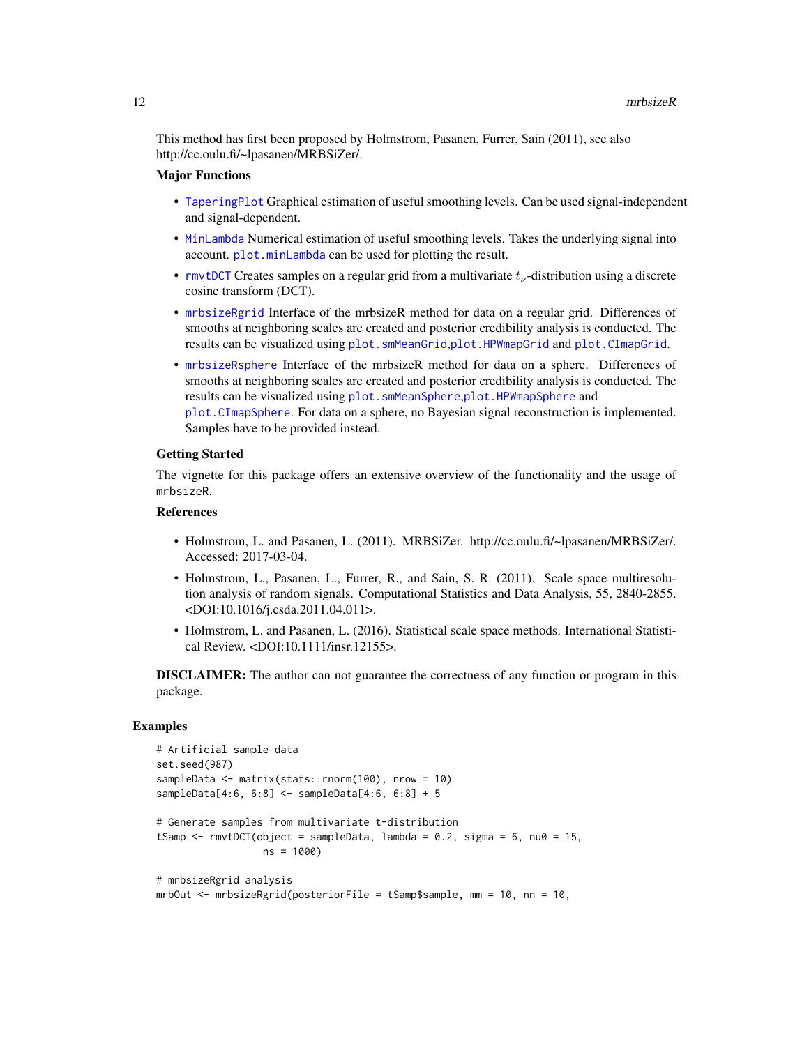This method has first been proposed by Holmstrom, Pasanen, Furrer, Sain (2011), see also http://cc.oulu.fi/~lpasanen/MRBSiZer/.

### Major Functions

- TaperingPlot Graphical estimation of useful smoothing levels. Can be used signal-independent and signal-dependent.
- MinLambda Numerical estimation of useful smoothing levels. Takes the underlying signal into account. plot.minLambda can be used for plotting the result.
- rmvtDCT Creates samples on a regular grid from a multivariate $t_\nu$-distribution using a discrete cosine transform (DCT).
- mrbsizeRgrid Interface of the mrbsizeR method for data on a regular grid. Differences of smooths at neighboring scales are created and posterior credibility analysis is conducted. The results can be visualized using plot.smMeanGrid,plot.HPWmapGrid and plot.CImapGrid.
- mrbsizeRsphere Interface of the mrbsizeR method for data on a sphere. Differences of smooths at neighboring scales are created and posterior credibility analysis is conducted. The results can be visualized using plot.smMeanSphere,plot.HPWmapSphere and plot.CImapSphere. For data on a sphere, no Bayesian signal reconstruction is implemented. Samples have to be provided instead.

### Getting Started

The vignette for this package offers an extensive overview of the functionality and the usage of mrbsizeR.

### References

- Holmstrom, L. and Pasanen, L. (2011). MRBSiZer. http://cc.oulu.fi/~lpasanen/MRBSiZer/. Accessed: 2017-03-04.
- Holmstrom, L., Pasanen, L., Furrer, R., and Sain, S. R. (2011). Scale space multiresolution analysis of random signals. Computational Statistics and Data Analysis, 55, 2840-2855. <DOI:10.1016/j.csda.2011.04.011>.
- Holmstrom, L. and Pasanen, L. (2016). Statistical scale space methods. International Statistical Review. <DOI:10.1111/insr.12155>.

**DISCLAIMER:** The author can not guarantee the correctness of any function or program in this package.

## Examples

```
# Artificial sample data
set.seed(987)
sampleData <- matrix(stats::rnorm(100), nrow = 10)
sampleData[4:6, 6:8] <- sampleData[4:6, 6:8] + 5

# Generate samples from multivariate t-distribution
tSamp <- rmvtDCT(object = sampleData, lambda = 0.2, sigma = 6, nu0 = 15,
                 ns = 1000)

# mrbsizeRgrid analysis
mrbOut <- mrbsizeRgrid(posteriorFile = tSamp$sample, mm = 10, nn = 10,
```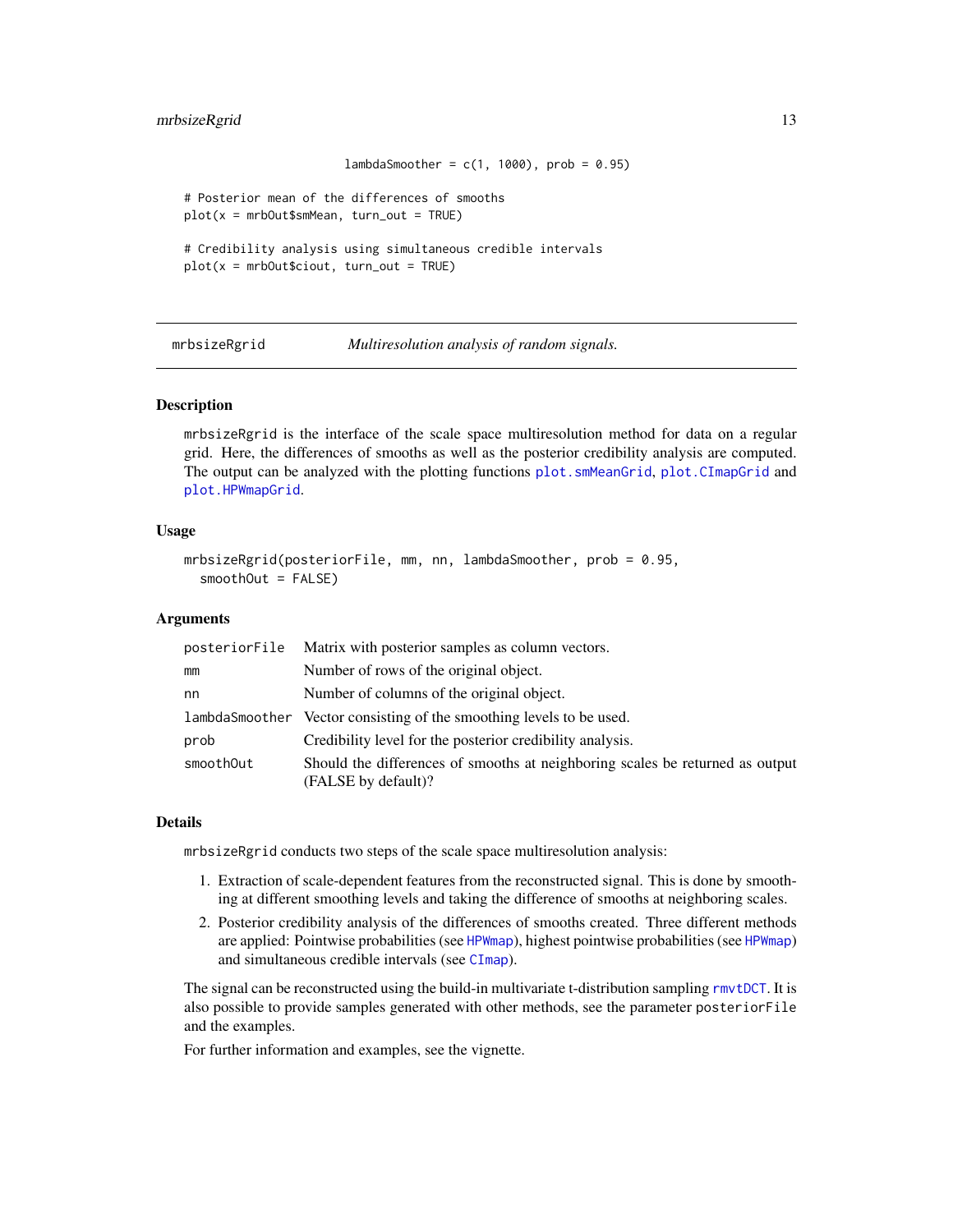```
                         lambdaSmoother = c(1, 1000), prob = 0.95)

# Posterior mean of the differences of smooths
plot(x = mrbOut$smMean, turn_out = TRUE)

# Credibility analysis using simultaneous credible intervals
plot(x = mrbOut$ciout, turn_out = TRUE)
```

## mrbsizeRgrid — *Multiresolution analysis of random signals.*

### Description

mrbsizeRgrid is the interface of the scale space multiresolution method for data on a regular grid. Here, the differences of smooths as well as the posterior credibility analysis are computed. The output can be analyzed with the plotting functions plot.smMeanGrid, plot.CImapGrid and plot.HPWmapGrid.

### Usage

```
mrbsizeRgrid(posteriorFile, mm, nn, lambdaSmoother, prob = 0.95,
  smoothOut = FALSE)
```

### Arguments

| | |
|---|---|
| posteriorFile | Matrix with posterior samples as column vectors. |
| mm | Number of rows of the original object. |
| nn | Number of columns of the original object. |
| lambdaSmoother | Vector consisting of the smoothing levels to be used. |
| prob | Credibility level for the posterior credibility analysis. |
| smoothOut | Should the differences of smooths at neighboring scales be returned as output (FALSE by default)? |

### Details

mrbsizeRgrid conducts two steps of the scale space multiresolution analysis:

1. Extraction of scale-dependent features from the reconstructed signal. This is done by smoothing at different smoothing levels and taking the difference of smooths at neighboring scales.
2. Posterior credibility analysis of the differences of smooths created. Three different methods are applied: Pointwise probabilities (see HPWmap), highest pointwise probabilities (see HPWmap) and simultaneous credible intervals (see CImap).

The signal can be reconstructed using the build-in multivariate t-distribution sampling rmvtDCT. It is also possible to provide samples generated with other methods, see the parameter posteriorFile and the examples.

For further information and examples, see the vignette.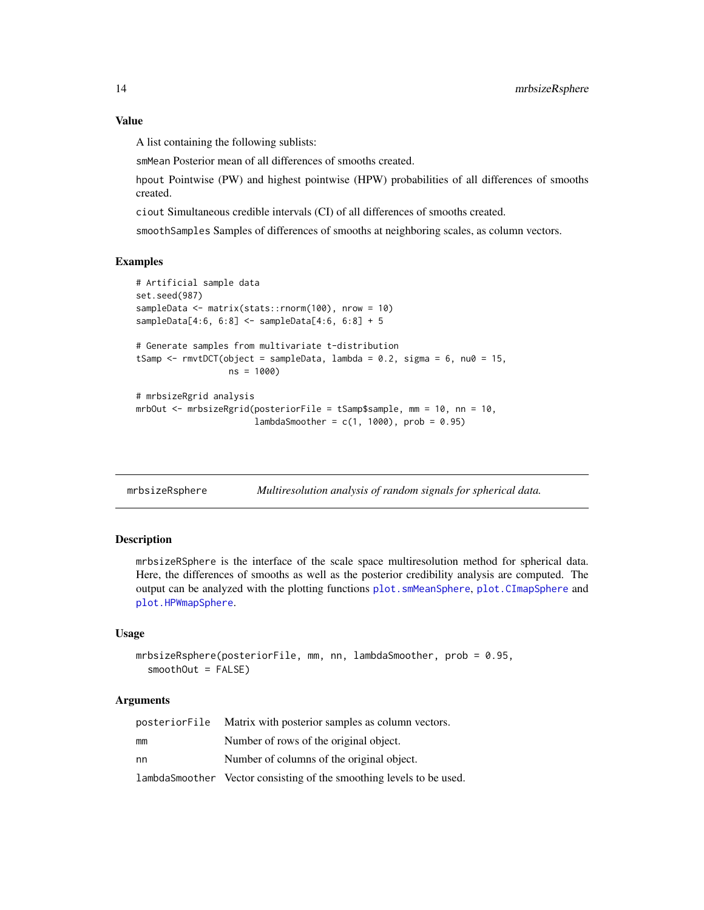### Value

A list containing the following sublists:

`smMean` Posterior mean of all differences of smooths created.

`hpout` Pointwise (PW) and highest pointwise (HPW) probabilities of all differences of smooths created.

`ciout` Simultaneous credible intervals (CI) of all differences of smooths created.

`smoothSamples` Samples of differences of smooths at neighboring scales, as column vectors.

### Examples

```
# Artificial sample data
set.seed(987)
sampleData <- matrix(stats::rnorm(100), nrow = 10)
sampleData[4:6, 6:8] <- sampleData[4:6, 6:8] + 5

# Generate samples from multivariate t-distribution
tSamp <- rmvtDCT(object = sampleData, lambda = 0.2, sigma = 6, nu0 = 15,
                 ns = 1000)

# mrbsizeRgrid analysis
mrbOut <- mrbsizeRgrid(posteriorFile = tSamp$sample, mm = 10, nn = 10,
                       lambdaSmoother = c(1, 1000), prob = 0.95)
```

---

## mrbsizeRsphere — *Multiresolution analysis of random signals for spherical data.*

---

### Description

`mrbsizeRSphere` is the interface of the scale space multiresolution method for spherical data. Here, the differences of smooths as well as the posterior credibility analysis are computed. The output can be analyzed with the plotting functions `plot.smMeanSphere`, `plot.CImapSphere` and `plot.HPWmapSphere`.

### Usage

```
mrbsizeRsphere(posteriorFile, mm, nn, lambdaSmoother, prob = 0.95,
  smoothOut = FALSE)
```

### Arguments

| | |
|---|---|
| `posteriorFile` | Matrix with posterior samples as column vectors. |
| `mm` | Number of rows of the original object. |
| `nn` | Number of columns of the original object. |
| `lambdaSmoother` | Vector consisting of the smoothing levels to be used. |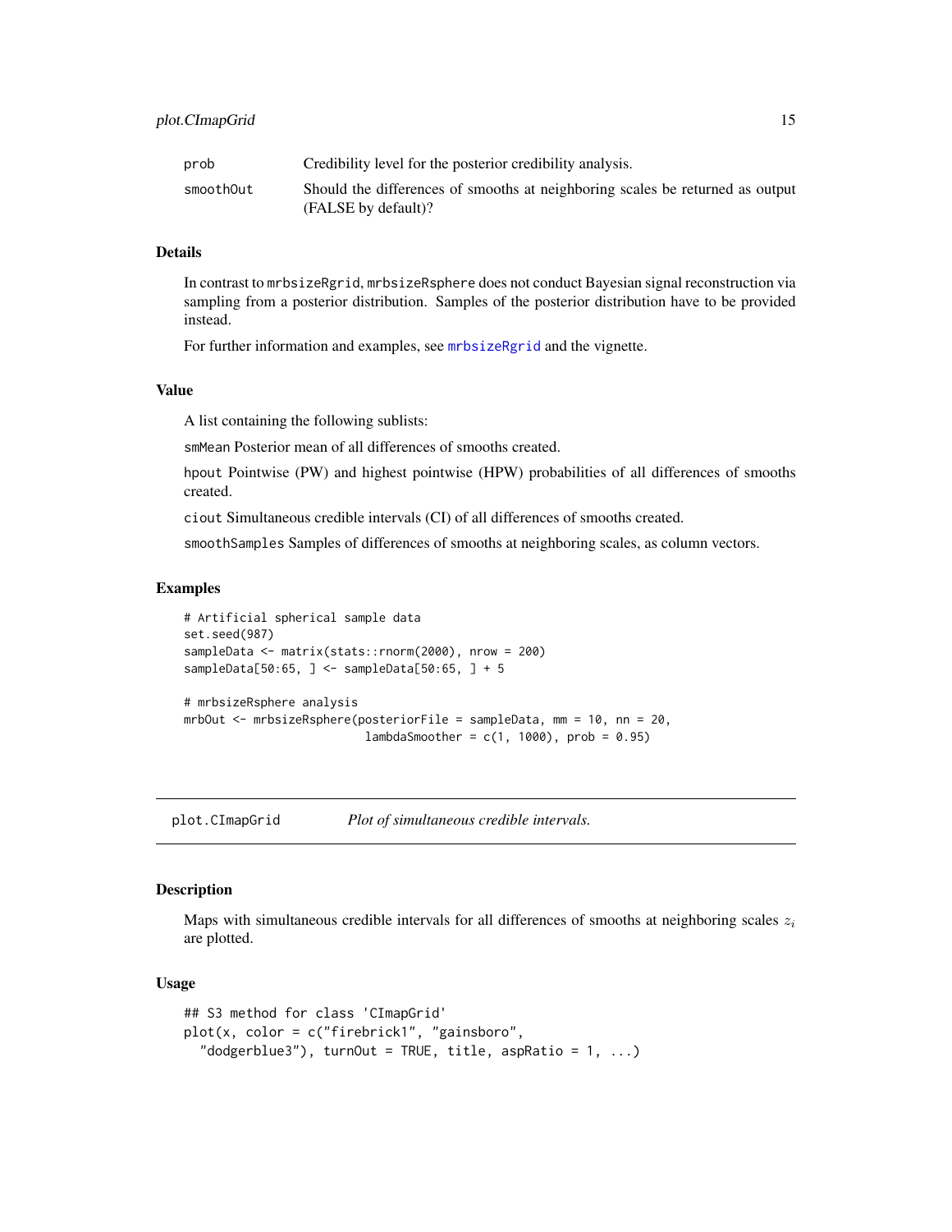| | |
|---|---|
| prob | Credibility level for the posterior credibility analysis. |
| smoothOut | Should the differences of smooths at neighboring scales be returned as output (FALSE by default)? |

### Details

In contrast to mrbsizeRgrid, mrbsizeRsphere does not conduct Bayesian signal reconstruction via sampling from a posterior distribution. Samples of the posterior distribution have to be provided instead.

For further information and examples, see mrbsizeRgrid and the vignette.

### Value

A list containing the following sublists:

smMean Posterior mean of all differences of smooths created.

hpout Pointwise (PW) and highest pointwise (HPW) probabilities of all differences of smooths created.

ciout Simultaneous credible intervals (CI) of all differences of smooths created.

smoothSamples Samples of differences of smooths at neighboring scales, as column vectors.

### Examples

```
# Artificial spherical sample data
set.seed(987)
sampleData <- matrix(stats::rnorm(2000), nrow = 200)
sampleData[50:65, ] <- sampleData[50:65, ] + 5

# mrbsizeRsphere analysis
mrbOut <- mrbsizeRsphere(posteriorFile = sampleData, mm = 10, nn = 20,
                          lambdaSmoother = c(1, 1000), prob = 0.95)
```

---

## plot.CImapGrid — *Plot of simultaneous credible intervals.*

### Description

Maps with simultaneous credible intervals for all differences of smooths at neighboring scales $z_i$ are plotted.

### Usage

```
## S3 method for class 'CImapGrid'
plot(x, color = c("firebrick1", "gainsboro",
  "dodgerblue3"), turnOut = TRUE, title, aspRatio = 1, ...)
```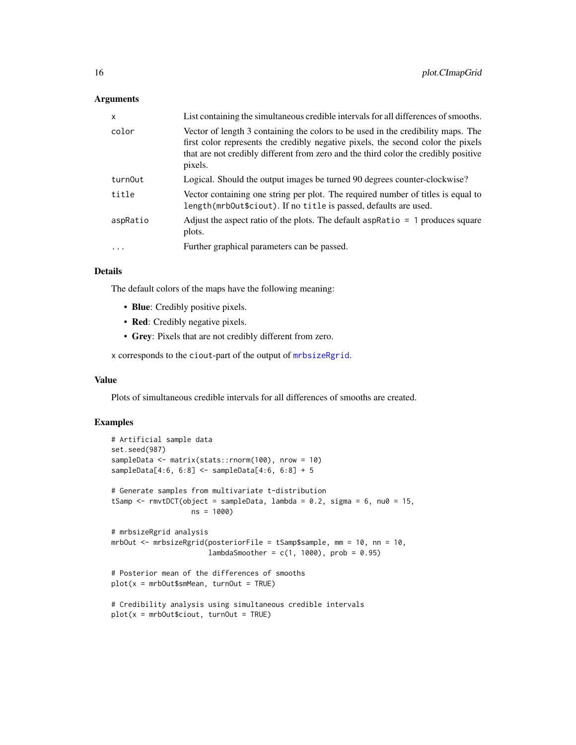### Arguments

| | |
|---|---|
| `x` | List containing the simultaneous credible intervals for all differences of smooths. |
| `color` | Vector of length 3 containing the colors to be used in the credibility maps. The first color represents the credibly negative pixels, the second color the pixels that are not credibly different from zero and the third color the credibly positive pixels. |
| `turnOut` | Logical. Should the output images be turned 90 degrees counter-clockwise? |
| `title` | Vector containing one string per plot. The required number of titles is equal to `length(mrbOut$ciout)`. If no `title` is passed, defaults are used. |
| `aspRatio` | Adjust the aspect ratio of the plots. The default `aspRatio = 1` produces square plots. |
| `...` | Further graphical parameters can be passed. |

### Details

The default colors of the maps have the following meaning:

- **Blue**: Credibly positive pixels.
- **Red**: Credibly negative pixels.
- **Grey**: Pixels that are not credibly different from zero.

`x` corresponds to the `ciout`-part of the output of `mrbsizeRgrid`.

### Value

Plots of simultaneous credible intervals for all differences of smooths are created.

### Examples

```
# Artificial sample data
set.seed(987)
sampleData <- matrix(stats::rnorm(100), nrow = 10)
sampleData[4:6, 6:8] <- sampleData[4:6, 6:8] + 5

# Generate samples from multivariate t-distribution
tSamp <- rmvtDCT(object = sampleData, lambda = 0.2, sigma = 6, nu0 = 15,
                 ns = 1000)

# mrbsizeRgrid analysis
mrbOut <- mrbsizeRgrid(posteriorFile = tSamp$sample, mm = 10, nn = 10,
                       lambdaSmoother = c(1, 1000), prob = 0.95)

# Posterior mean of the differences of smooths
plot(x = mrbOut$smMean, turnOut = TRUE)

# Credibility analysis using simultaneous credible intervals
plot(x = mrbOut$ciout, turnOut = TRUE)
```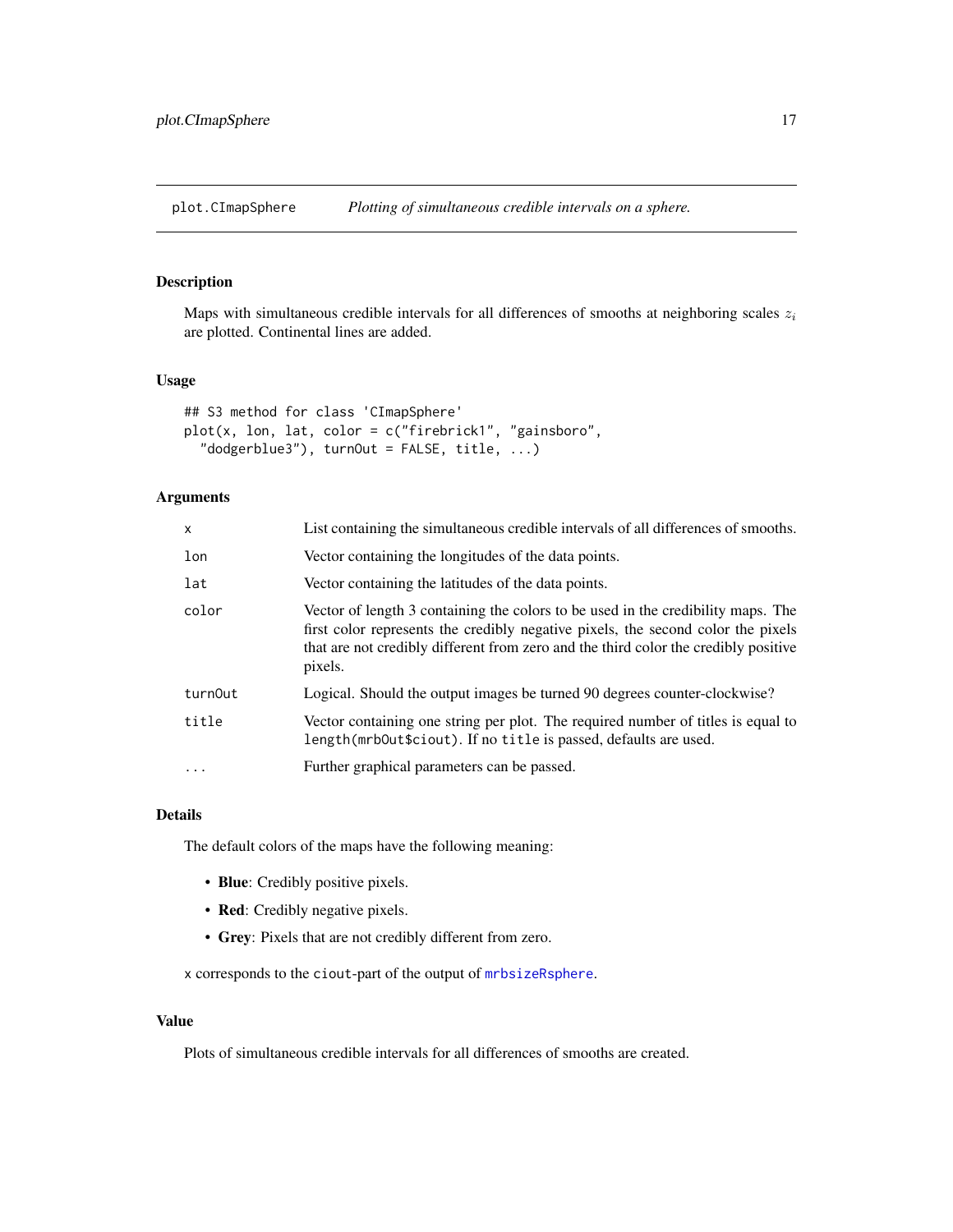## plot.CImapSphere — *Plotting of simultaneous credible intervals on a sphere.*

### Description

Maps with simultaneous credible intervals for all differences of smooths at neighboring scales $z_i$ are plotted. Continental lines are added.

### Usage

```
## S3 method for class 'CImapSphere'
plot(x, lon, lat, color = c("firebrick1", "gainsboro",
  "dodgerblue3"), turnOut = FALSE, title, ...)
```

### Arguments

| | |
|---|---|
| `x` | List containing the simultaneous credible intervals of all differences of smooths. |
| `lon` | Vector containing the longitudes of the data points. |
| `lat` | Vector containing the latitudes of the data points. |
| `color` | Vector of length 3 containing the colors to be used in the credibility maps. The first color represents the credibly negative pixels, the second color the pixels that are not credibly different from zero and the third color the credibly positive pixels. |
| `turnOut` | Logical. Should the output images be turned 90 degrees counter-clockwise? |
| `title` | Vector containing one string per plot. The required number of titles is equal to `length(mrbOut$ciout)`. If no `title` is passed, defaults are used. |
| `...` | Further graphical parameters can be passed. |

### Details

The default colors of the maps have the following meaning:

- **Blue**: Credibly positive pixels.
- **Red**: Credibly negative pixels.
- **Grey**: Pixels that are not credibly different from zero.

`x` corresponds to the `ciout`-part of the output of `mrbsizeRsphere`.

### Value

Plots of simultaneous credible intervals for all differences of smooths are created.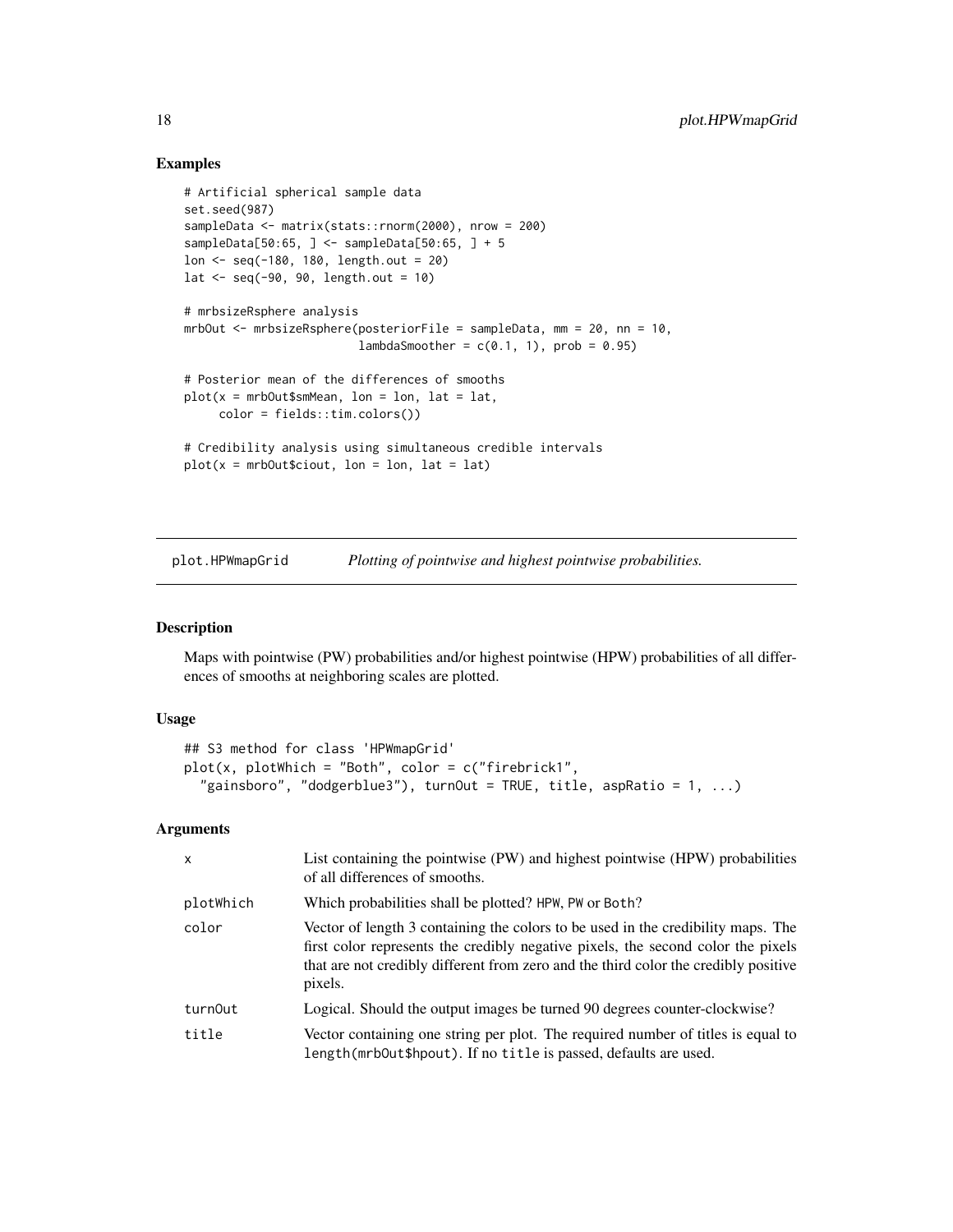## Examples

```
# Artificial spherical sample data
set.seed(987)
sampleData <- matrix(stats::rnorm(2000), nrow = 200)
sampleData[50:65, ] <- sampleData[50:65, ] + 5
lon <- seq(-180, 180, length.out = 20)
lat <- seq(-90, 90, length.out = 10)

# mrbsizeRsphere analysis
mrbOut <- mrbsizeRsphere(posteriorFile = sampleData, mm = 20, nn = 10,
                         lambdaSmoother = c(0.1, 1), prob = 0.95)

# Posterior mean of the differences of smooths
plot(x = mrbOut$smMean, lon = lon, lat = lat,
     color = fields::tim.colors())

# Credibility analysis using simultaneous credible intervals
plot(x = mrbOut$ciout, lon = lon, lat = lat)
```

---

# plot.HPWmapGrid *Plotting of pointwise and highest pointwise probabilities.*

## Description

Maps with pointwise (PW) probabilities and/or highest pointwise (HPW) probabilities of all differences of smooths at neighboring scales are plotted.

## Usage

```
## S3 method for class 'HPWmapGrid'
plot(x, plotWhich = "Both", color = c("firebrick1",
  "gainsboro", "dodgerblue3"), turnOut = TRUE, title, aspRatio = 1, ...)
```

## Arguments

| | |
|---|---|
| x | List containing the pointwise (PW) and highest pointwise (HPW) probabilities of all differences of smooths. |
| plotWhich | Which probabilities shall be plotted? HPW, PW or Both? |
| color | Vector of length 3 containing the colors to be used in the credibility maps. The first color represents the credibly negative pixels, the second color the pixels that are not credibly different from zero and the third color the credibly positive pixels. |
| turnOut | Logical. Should the output images be turned 90 degrees counter-clockwise? |
| title | Vector containing one string per plot. The required number of titles is equal to `length(mrbOut$hpout)`. If no `title` is passed, defaults are used. |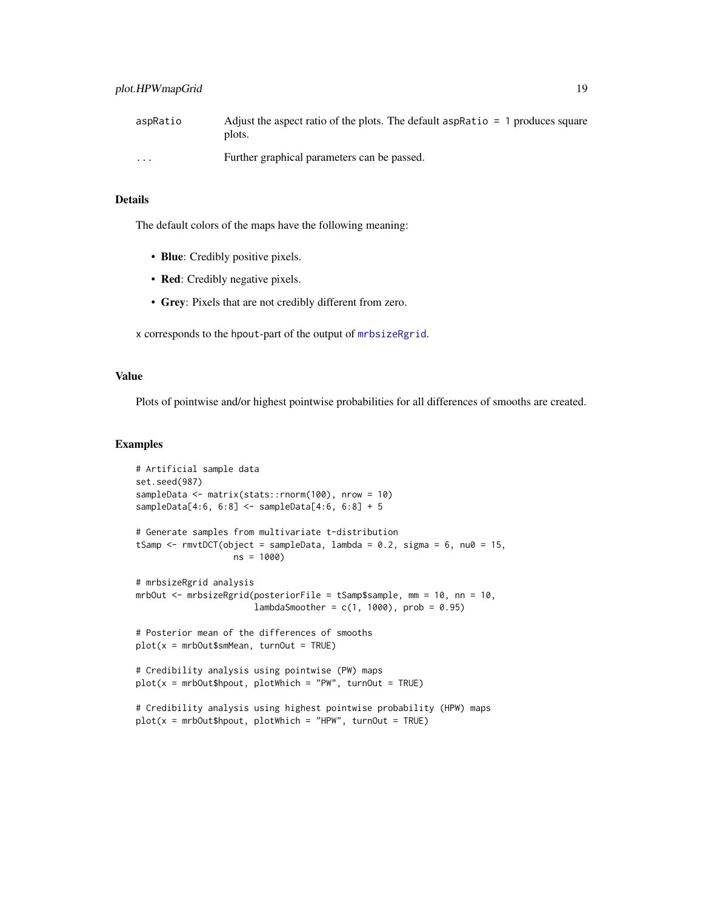| | |
|---|---|
| aspRatio | Adjust the aspect ratio of the plots. The default aspRatio = 1 produces square plots. |
| ... | Further graphical parameters can be passed. |

## Details

The default colors of the maps have the following meaning:

- **Blue**: Credibly positive pixels.
- **Red**: Credibly negative pixels.
- **Grey**: Pixels that are not credibly different from zero.

x corresponds to the hpout-part of the output of mrbsizeRgrid.

## Value

Plots of pointwise and/or highest pointwise probabilities for all differences of smooths are created.

## Examples

```
# Artificial sample data
set.seed(987)
sampleData <- matrix(stats::rnorm(100), nrow = 10)
sampleData[4:6, 6:8] <- sampleData[4:6, 6:8] + 5

# Generate samples from multivariate t-distribution
tSamp <- rmvtDCT(object = sampleData, lambda = 0.2, sigma = 6, nu0 = 15,
                 ns = 1000)

# mrbsizeRgrid analysis
mrbOut <- mrbsizeRgrid(posteriorFile = tSamp$sample, mm = 10, nn = 10,
                       lambdaSmoother = c(1, 1000), prob = 0.95)

# Posterior mean of the differences of smooths
plot(x = mrbOut$smMean, turnOut = TRUE)

# Credibility analysis using pointwise (PW) maps
plot(x = mrbOut$hpout, plotWhich = "PW", turnOut = TRUE)

# Credibility analysis using highest pointwise probability (HPW) maps
plot(x = mrbOut$hpout, plotWhich = "HPW", turnOut = TRUE)
```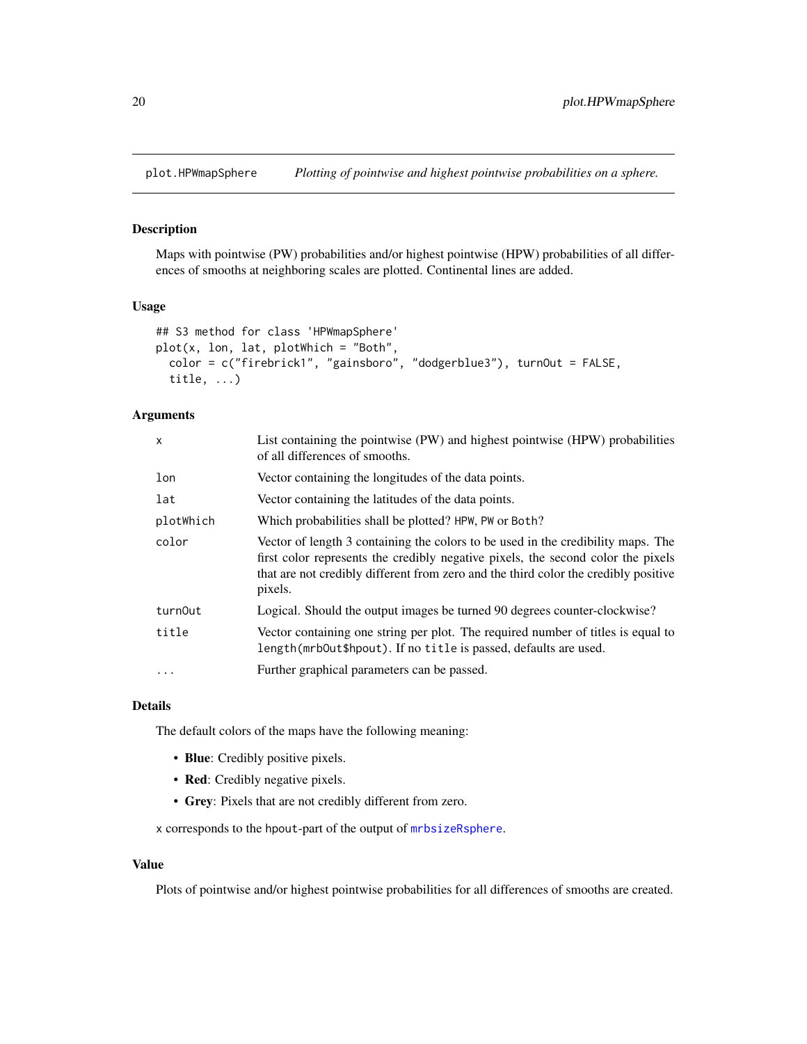plot.HPWmapSphere *Plotting of pointwise and highest pointwise probabilities on a sphere.*

## Description

Maps with pointwise (PW) probabilities and/or highest pointwise (HPW) probabilities of all differences of smooths at neighboring scales are plotted. Continental lines are added.

## Usage

```
## S3 method for class 'HPWmapSphere'
plot(x, lon, lat, plotWhich = "Both",
  color = c("firebrick1", "gainsboro", "dodgerblue3"), turnOut = FALSE,
  title, ...)
```

## Arguments

| | |
|---|---|
| `x` | List containing the pointwise (PW) and highest pointwise (HPW) probabilities of all differences of smooths. |
| `lon` | Vector containing the longitudes of the data points. |
| `lat` | Vector containing the latitudes of the data points. |
| `plotWhich` | Which probabilities shall be plotted? `HPW`, `PW` or `Both`? |
| `color` | Vector of length 3 containing the colors to be used in the credibility maps. The first color represents the credibly negative pixels, the second color the pixels that are not credibly different from zero and the third color the credibly positive pixels. |
| `turnOut` | Logical. Should the output images be turned 90 degrees counter-clockwise? |
| `title` | Vector containing one string per plot. The required number of titles is equal to `length(mrbOut$hpout)`. If no `title` is passed, defaults are used. |
| `...` | Further graphical parameters can be passed. |

## Details

The default colors of the maps have the following meaning:

- **Blue**: Credibly positive pixels.
- **Red**: Credibly negative pixels.
- **Grey**: Pixels that are not credibly different from zero.

`x` corresponds to the `hpout`-part of the output of `mrbsizeRsphere`.

## Value

Plots of pointwise and/or highest pointwise probabilities for all differences of smooths are created.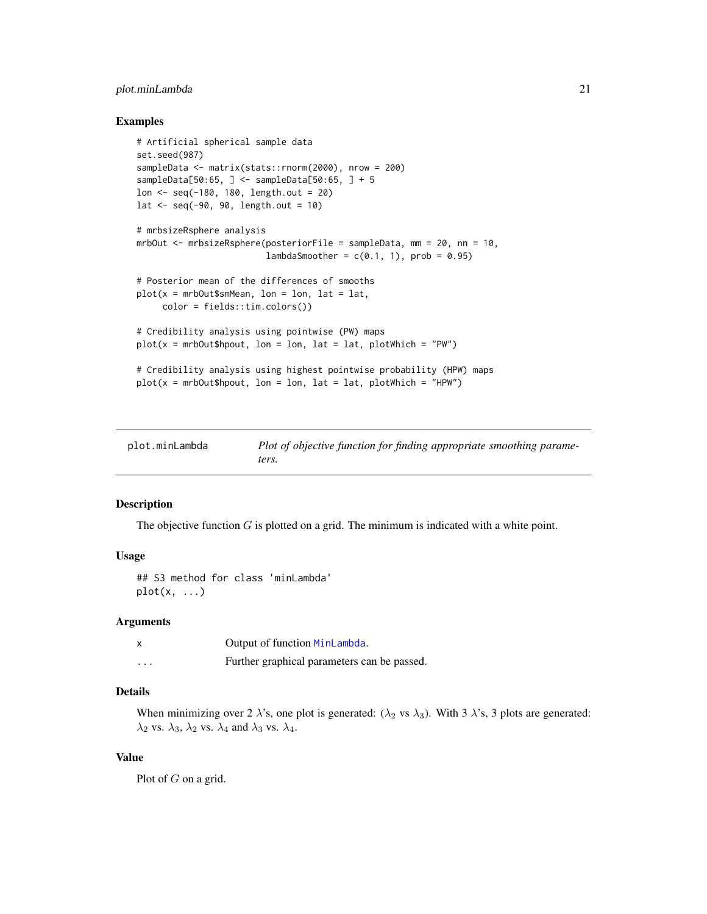### Examples

```
# Artificial spherical sample data
set.seed(987)
sampleData <- matrix(stats::rnorm(2000), nrow = 200)
sampleData[50:65, ] <- sampleData[50:65, ] + 5
lon <- seq(-180, 180, length.out = 20)
lat <- seq(-90, 90, length.out = 10)

# mrbsizeRsphere analysis
mrbOut <- mrbsizeRsphere(posteriorFile = sampleData, mm = 20, nn = 10,
                         lambdaSmoother = c(0.1, 1), prob = 0.95)

# Posterior mean of the differences of smooths
plot(x = mrbOut$smMean, lon = lon, lat = lat,
     color = fields::tim.colors())

# Credibility analysis using pointwise (PW) maps
plot(x = mrbOut$hpout, lon = lon, lat = lat, plotWhich = "PW")

# Credibility analysis using highest pointwise probability (HPW) maps
plot(x = mrbOut$hpout, lon = lon, lat = lat, plotWhich = "HPW")
```

---

## plot.minLambda — *Plot of objective function for finding appropriate smoothing parameters.*

### Description

The objective function $G$ is plotted on a grid. The minimum is indicated with a white point.

### Usage

```
## S3 method for class 'minLambda'
plot(x, ...)
```

### Arguments

| | |
|---|---|
| x | Output of function MinLambda. |
| ... | Further graphical parameters can be passed. |

### Details

When minimizing over 2 $\lambda$'s, one plot is generated: ($\lambda_2$ vs $\lambda_3$). With 3 $\lambda$'s, 3 plots are generated: $\lambda_2$ vs. $\lambda_3$, $\lambda_2$ vs. $\lambda_4$ and $\lambda_3$ vs. $\lambda_4$.

### Value

Plot of $G$ on a grid.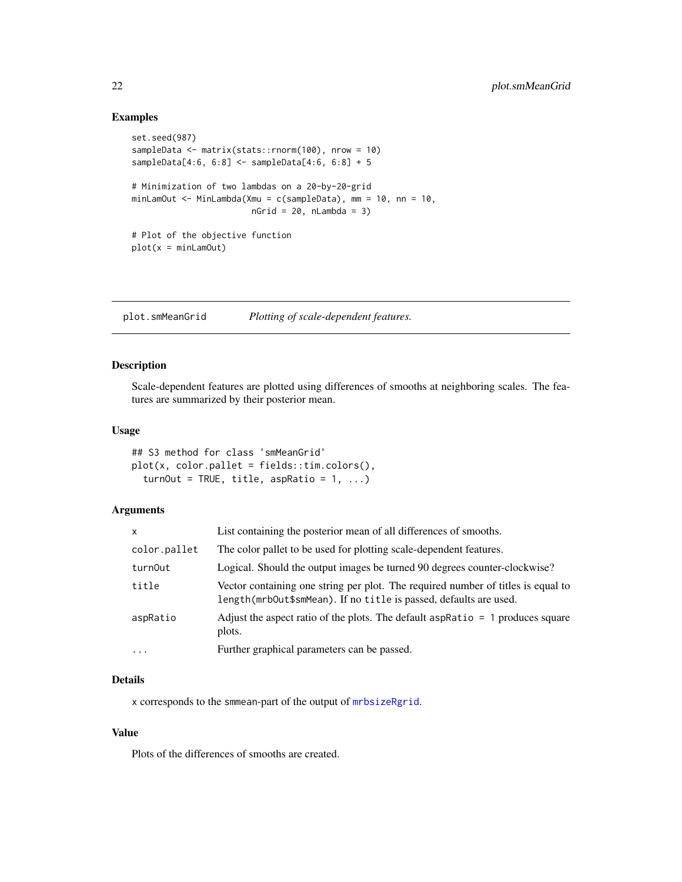## Examples

```
set.seed(987)
sampleData <- matrix(stats::rnorm(100), nrow = 10)
sampleData[4:6, 6:8] <- sampleData[4:6, 6:8] + 5

# Minimization of two lambdas on a 20-by-20-grid
minLamOut <- MinLambda(Xmu = c(sampleData), mm = 10, nn = 10,
                       nGrid = 20, nLambda = 3)

# Plot of the objective function
plot(x = minLamOut)
```

---

`plot.smMeanGrid` *Plotting of scale-dependent features.*

---

## Description

Scale-dependent features are plotted using differences of smooths at neighboring scales. The features are summarized by their posterior mean.

## Usage

```
## S3 method for class 'smMeanGrid'
plot(x, color.pallet = fields::tim.colors(),
  turnOut = TRUE, title, aspRatio = 1, ...)
```

## Arguments

| | |
|---|---|
| `x` | List containing the posterior mean of all differences of smooths. |
| `color.pallet` | The color pallet to be used for plotting scale-dependent features. |
| `turnOut` | Logical. Should the output images be turned 90 degrees counter-clockwise? |
| `title` | Vector containing one string per plot. The required number of titles is equal to `length(mrbOut$smMean)`. If no `title` is passed, defaults are used. |
| `aspRatio` | Adjust the aspect ratio of the plots. The default `aspRatio = 1` produces square plots. |
| `...` | Further graphical parameters can be passed. |

## Details

`x` corresponds to the `smmean`-part of the output of `mrbsizeRgrid`.

## Value

Plots of the differences of smooths are created.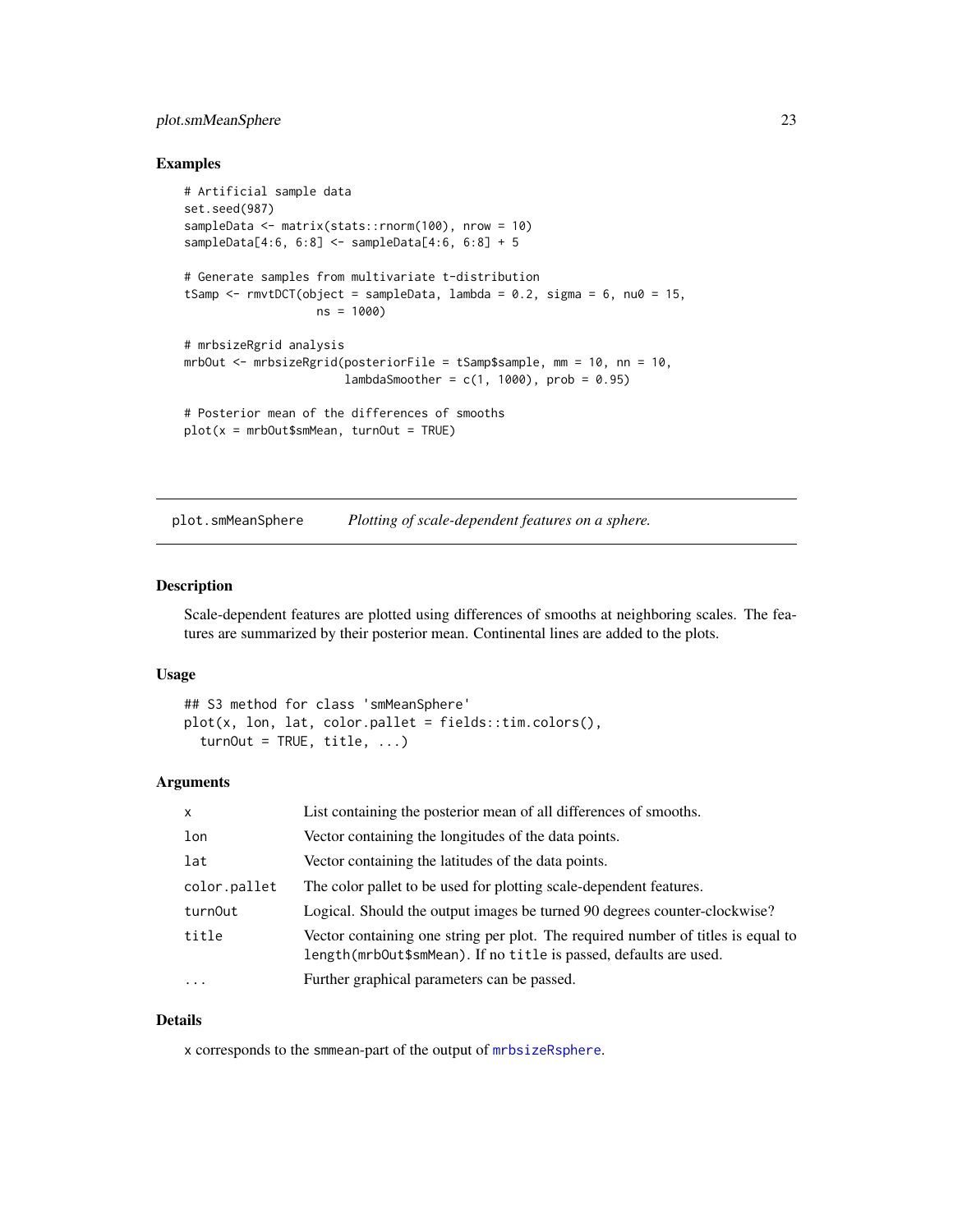## Examples

```
# Artificial sample data
set.seed(987)
sampleData <- matrix(stats::rnorm(100), nrow = 10)
sampleData[4:6, 6:8] <- sampleData[4:6, 6:8] + 5

# Generate samples from multivariate t-distribution
tSamp <- rmvtDCT(object = sampleData, lambda = 0.2, sigma = 6, nu0 = 15,
                 ns = 1000)

# mrbsizeRgrid analysis
mrbOut <- mrbsizeRgrid(posteriorFile = tSamp$sample, mm = 10, nn = 10,
                       lambdaSmoother = c(1, 1000), prob = 0.95)

# Posterior mean of the differences of smooths
plot(x = mrbOut$smMean, turnOut = TRUE)
```

---

# plot.smMeanSphere    *Plotting of scale-dependent features on a sphere.*

---

## Description

Scale-dependent features are plotted using differences of smooths at neighboring scales. The features are summarized by their posterior mean. Continental lines are added to the plots.

## Usage

```
## S3 method for class 'smMeanSphere'
plot(x, lon, lat, color.pallet = fields::tim.colors(),
  turnOut = TRUE, title, ...)
```

## Arguments

| | |
|---|---|
| `x` | List containing the posterior mean of all differences of smooths. |
| `lon` | Vector containing the longitudes of the data points. |
| `lat` | Vector containing the latitudes of the data points. |
| `color.pallet` | The color pallet to be used for plotting scale-dependent features. |
| `turnOut` | Logical. Should the output images be turned 90 degrees counter-clockwise? |
| `title` | Vector containing one string per plot. The required number of titles is equal to `length(mrbOut$smMean)`. If no `title` is passed, defaults are used. |
| `...` | Further graphical parameters can be passed. |

## Details

`x` corresponds to the `smmean`-part of the output of `mrbsizeRsphere`.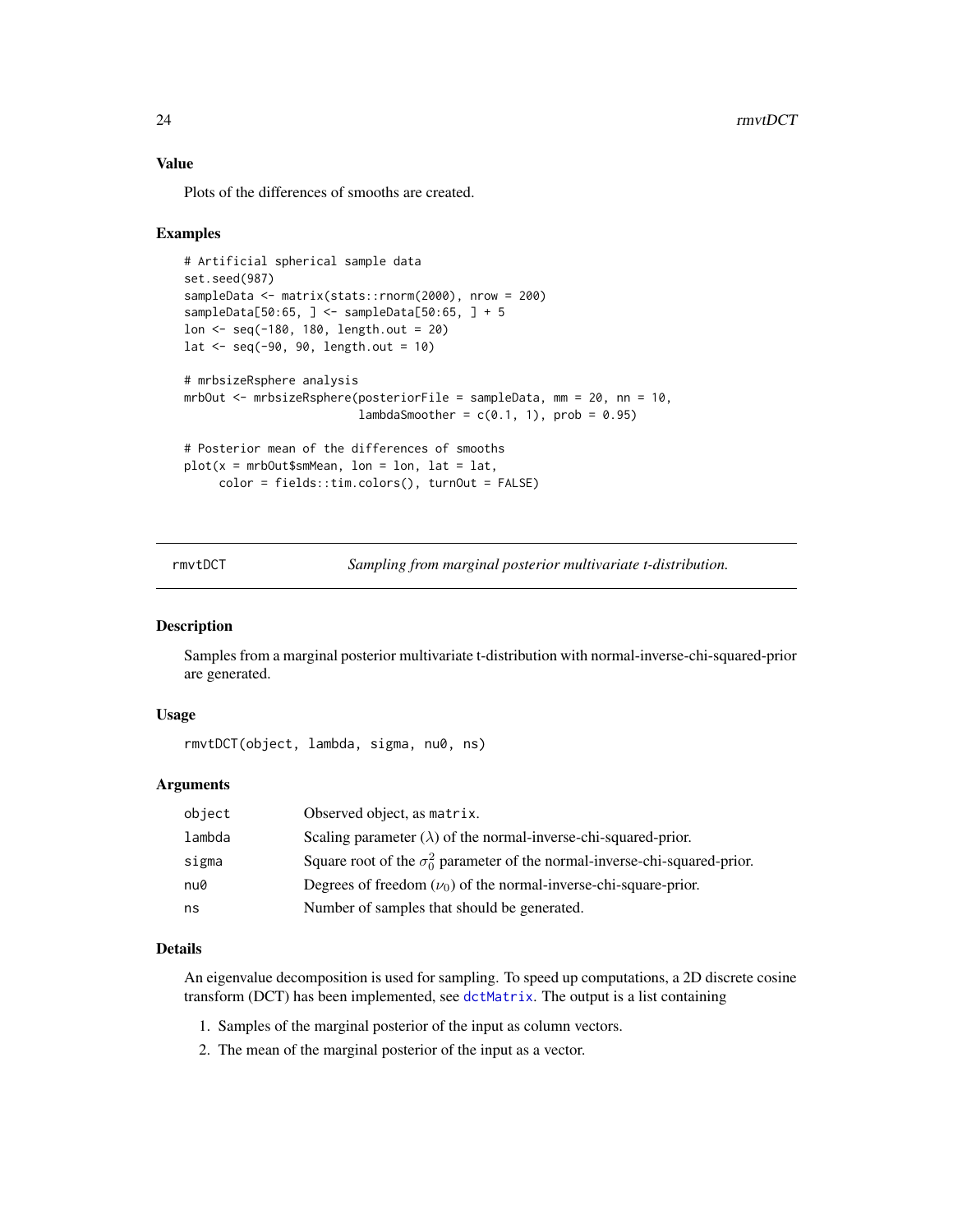## Value

Plots of the differences of smooths are created.

## Examples

```
# Artificial spherical sample data
set.seed(987)
sampleData <- matrix(stats::rnorm(2000), nrow = 200)
sampleData[50:65, ] <- sampleData[50:65, ] + 5
lon <- seq(-180, 180, length.out = 20)
lat <- seq(-90, 90, length.out = 10)

# mrbsizeRsphere analysis
mrbOut <- mrbsizeRsphere(posteriorFile = sampleData, mm = 20, nn = 10,
                         lambdaSmoother = c(0.1, 1), prob = 0.95)

# Posterior mean of the differences of smooths
plot(x = mrbOut$smMean, lon = lon, lat = lat,
     color = fields::tim.colors(), turnOut = FALSE)
```

---

# rmvtDCT — *Sampling from marginal posterior multivariate t-distribution.*

## Description

Samples from a marginal posterior multivariate t-distribution with normal-inverse-chi-squared-prior are generated.

## Usage

```
rmvtDCT(object, lambda, sigma, nu0, ns)
```

## Arguments

| | |
|---|---|
| `object` | Observed object, as `matrix`. |
| `lambda` | Scaling parameter ($\lambda$) of the normal-inverse-chi-squared-prior. |
| `sigma` | Square root of the $\sigma_0^2$ parameter of the normal-inverse-chi-squared-prior. |
| `nu0` | Degrees of freedom ($\nu_0$) of the normal-inverse-chi-square-prior. |
| `ns` | Number of samples that should be generated. |

## Details

An eigenvalue decomposition is used for sampling. To speed up computations, a 2D discrete cosine transform (DCT) has been implemented, see `dctMatrix`. The output is a list containing

1. Samples of the marginal posterior of the input as column vectors.
2. The mean of the marginal posterior of the input as a vector.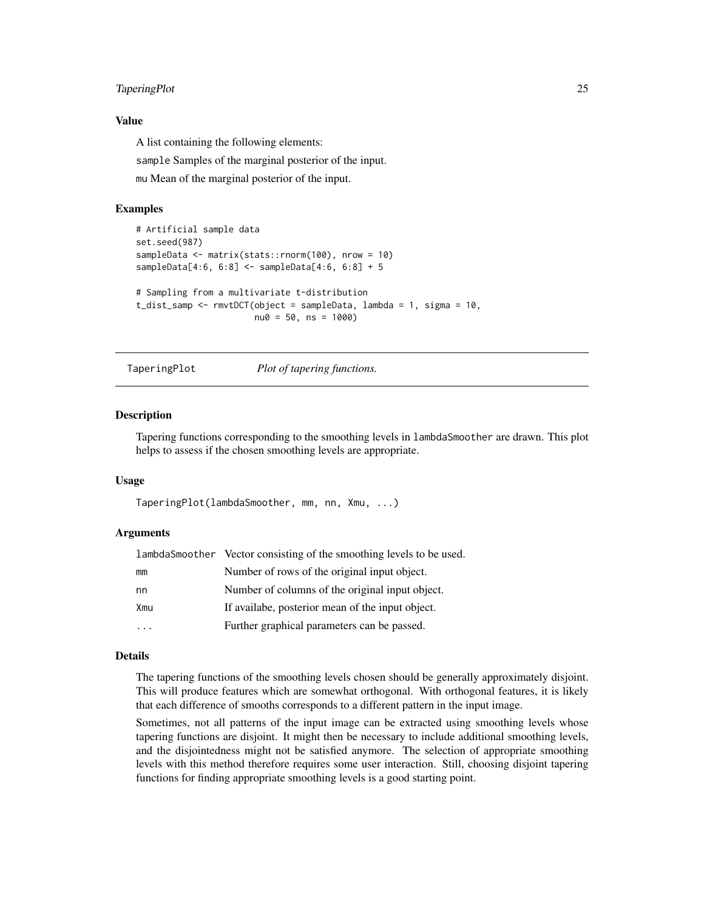### Value

A list containing the following elements:

`sample` Samples of the marginal posterior of the input.

`mu` Mean of the marginal posterior of the input.

### Examples

```
# Artificial sample data
set.seed(987)
sampleData <- matrix(stats::rnorm(100), nrow = 10)
sampleData[4:6, 6:8] <- sampleData[4:6, 6:8] + 5

# Sampling from a multivariate t-distribution
t_dist_samp <- rmvtDCT(object = sampleData, lambda = 1, sigma = 10,
                       nu0 = 50, ns = 1000)
```

---

## TaperingPlot — *Plot of tapering functions.*

---

### Description

Tapering functions corresponding to the smoothing levels in `lambdaSmoother` are drawn. This plot helps to assess if the chosen smoothing levels are appropriate.

### Usage

```
TaperingPlot(lambdaSmoother, mm, nn, Xmu, ...)
```

### Arguments

| | |
|---|---|
| `lambdaSmoother` | Vector consisting of the smoothing levels to be used. |
| `mm` | Number of rows of the original input object. |
| `nn` | Number of columns of the original input object. |
| `Xmu` | If availabe, posterior mean of the input object. |
| `...` | Further graphical parameters can be passed. |

### Details

The tapering functions of the smoothing levels chosen should be generally approximately disjoint. This will produce features which are somewhat orthogonal. With orthogonal features, it is likely that each difference of smooths corresponds to a different pattern in the input image.

Sometimes, not all patterns of the input image can be extracted using smoothing levels whose tapering functions are disjoint. It might then be necessary to include additional smoothing levels, and the disjointedness might not be satisfied anymore. The selection of appropriate smoothing levels with this method therefore requires some user interaction. Still, choosing disjoint tapering functions for finding appropriate smoothing levels is a good starting point.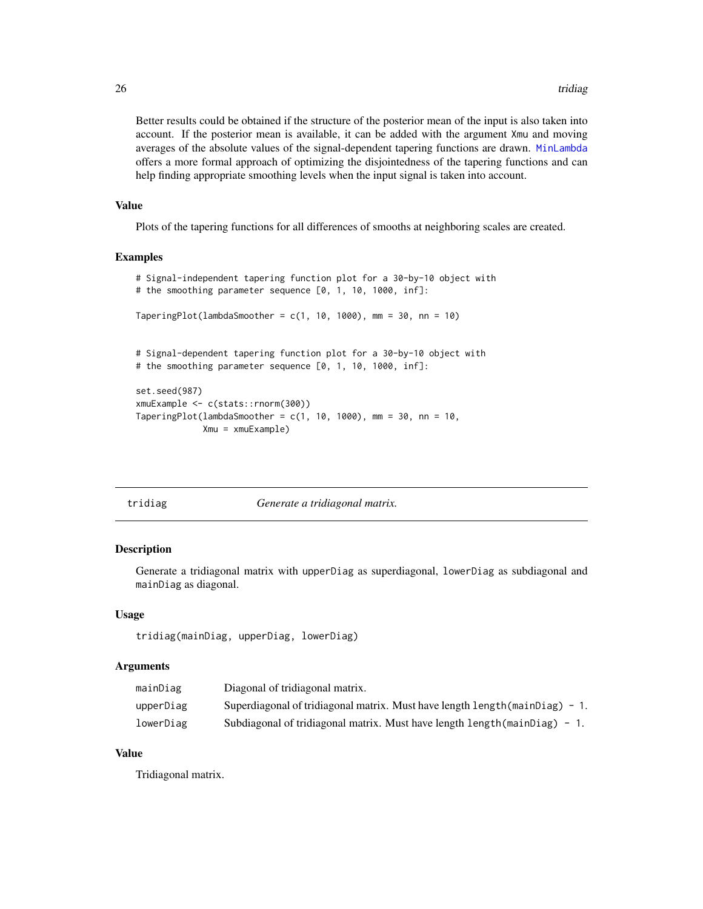Better results could be obtained if the structure of the posterior mean of the input is also taken into account. If the posterior mean is available, it can be added with the argument Xmu and moving averages of the absolute values of the signal-dependent tapering functions are drawn. MinLambda offers a more formal approach of optimizing the disjointedness of the tapering functions and can help finding appropriate smoothing levels when the input signal is taken into account.

### Value

Plots of the tapering functions for all differences of smooths at neighboring scales are created.

### Examples

```
# Signal-independent tapering function plot for a 30-by-10 object with
# the smoothing parameter sequence [0, 1, 10, 1000, inf]:

TaperingPlot(lambdaSmoother = c(1, 10, 1000), mm = 30, nn = 10)


# Signal-dependent tapering function plot for a 30-by-10 object with
# the smoothing parameter sequence [0, 1, 10, 1000, inf]:

set.seed(987)
xmuExample <- c(stats::rnorm(300))
TaperingPlot(lambdaSmoother = c(1, 10, 1000), mm = 30, nn = 10,
             Xmu = xmuExample)
```

---

## tridiag — *Generate a tridiagonal matrix.*

### Description

Generate a tridiagonal matrix with upperDiag as superdiagonal, lowerDiag as subdiagonal and mainDiag as diagonal.

### Usage

```
tridiag(mainDiag, upperDiag, lowerDiag)
```

### Arguments

| | |
|---|---|
| mainDiag | Diagonal of tridiagonal matrix. |
| upperDiag | Superdiagonal of tridiagonal matrix. Must have length length(mainDiag) - 1. |
| lowerDiag | Subdiagonal of tridiagonal matrix. Must have length length(mainDiag) - 1. |

### Value

Tridiagonal matrix.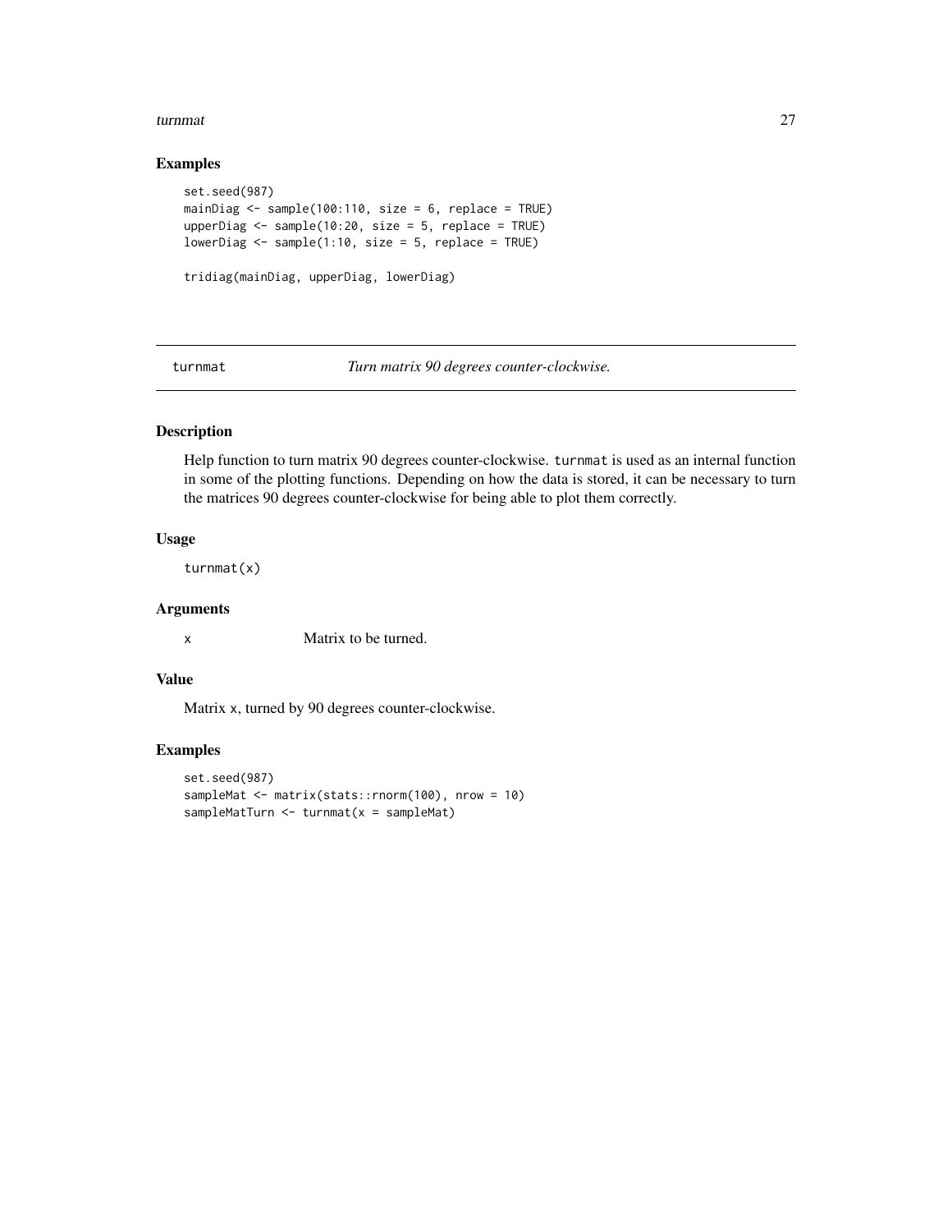## Examples

```
set.seed(987)
mainDiag <- sample(100:110, size = 6, replace = TRUE)
upperDiag <- sample(10:20, size = 5, replace = TRUE)
lowerDiag <- sample(1:10, size = 5, replace = TRUE)

tridiag(mainDiag, upperDiag, lowerDiag)
```

---

# turnmat — *Turn matrix 90 degrees counter-clockwise.*

---

## Description

Help function to turn matrix 90 degrees counter-clockwise. `turnmat` is used as an internal function in some of the plotting functions. Depending on how the data is stored, it can be necessary to turn the matrices 90 degrees counter-clockwise for being able to plot them correctly.

## Usage

```
turnmat(x)
```

## Arguments

| | |
|---|---|
| `x` | Matrix to be turned. |

## Value

Matrix `x`, turned by 90 degrees counter-clockwise.

## Examples

```
set.seed(987)
sampleMat <- matrix(stats::rnorm(100), nrow = 10)
sampleMatTurn <- turnmat(x = sampleMat)
```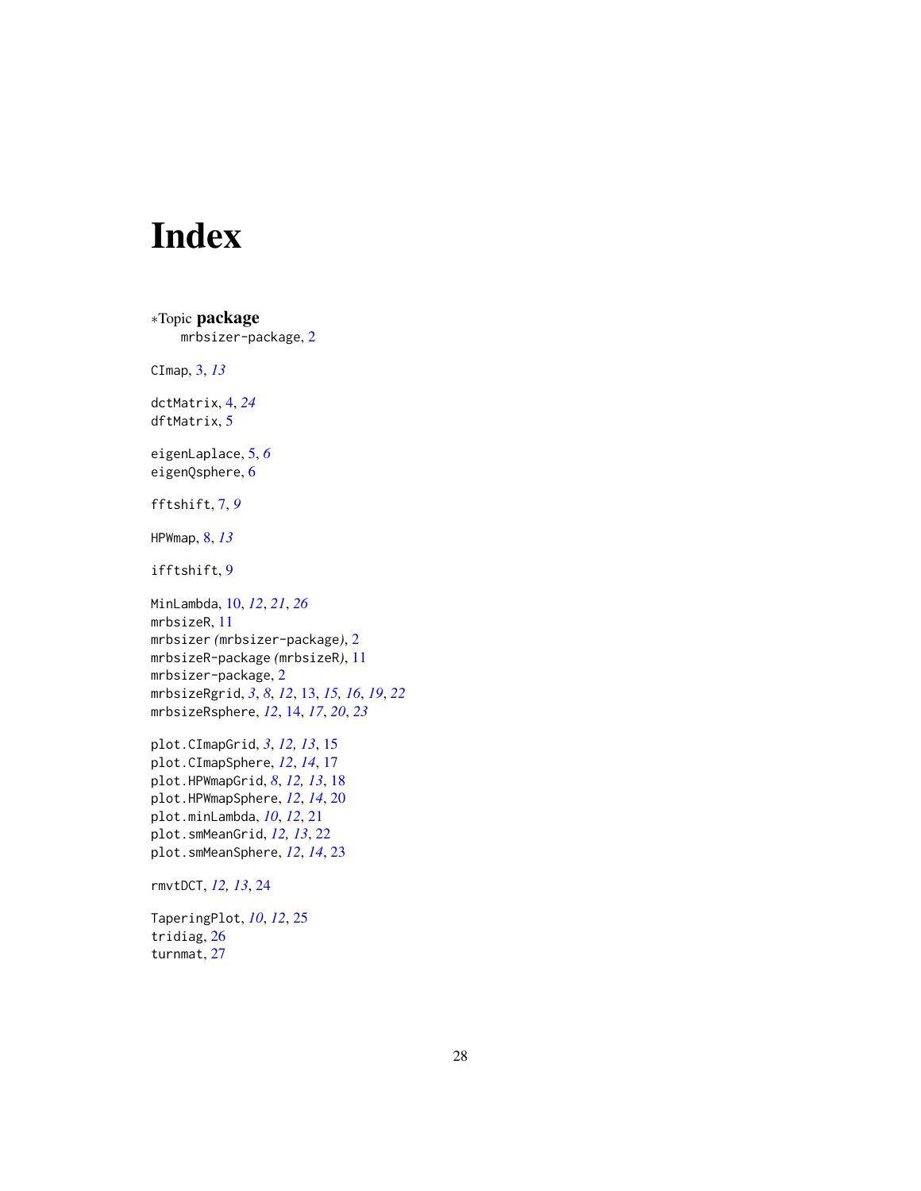# Index

*Topic **package**
  mrbsizer-package, 2

CImap, 3, *13*

dctMatrix, 4, *24*
dftMatrix, 5

eigenLaplace, 5, *6*
eigenQsphere, 6

fftshift, 7, *9*

HPWmap, 8, *13*

ifftshift, 9

MinLambda, 10, *12*, *21*, *26*
mrbsizeR, 11
mrbsizer *(mrbsizer-package)*, 2
mrbsizeR-package *(mrbsizeR)*, 11
mrbsizer-package, 2
mrbsizeRgrid, *3*, *8*, *12*, 13, *15, 16*, *19*, *22*
mrbsizeRsphere, *12*, 14, *17*, *20*, *23*

plot.CImapGrid, *3*, *12, 13*, 15
plot.CImapSphere, *12*, *14*, 17
plot.HPWmapGrid, *8*, *12, 13*, 18
plot.HPWmapSphere, *12*, *14*, 20
plot.minLambda, *10*, *12*, 21
plot.smMeanGrid, *12, 13*, 22
plot.smMeanSphere, *12*, *14*, 23

rmvtDCT, *12, 13*, 24

TaperingPlot, *10*, *12*, 25
tridiag, 26
turnmat, 27